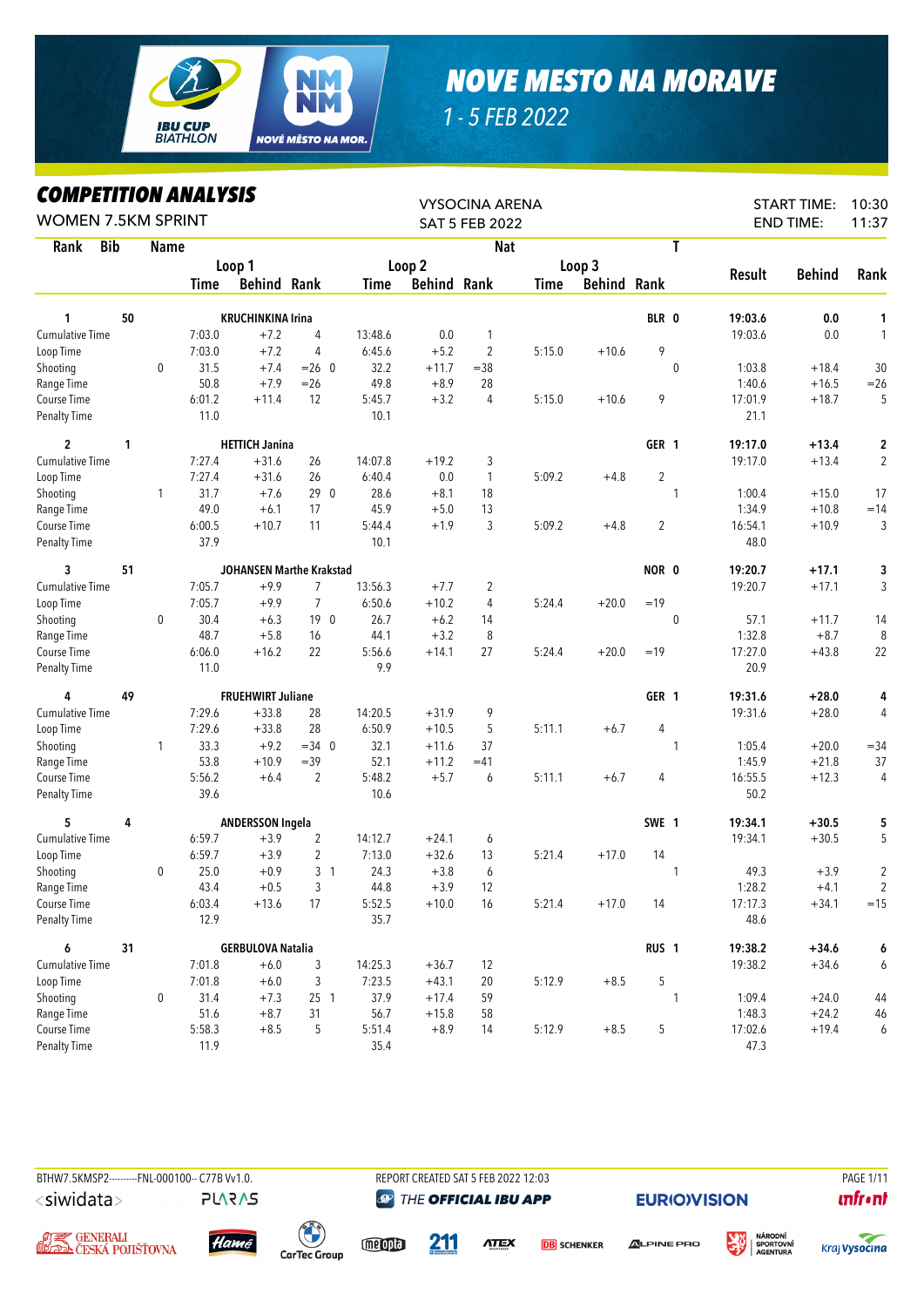# NOVE MESTO NA MORAVE

1 - 5 FEB 2022

## COMPETITION ANALYSIS

WOMEN 7.5KM SPRINT

VYSOCINA ARENA
SAT 5 FEB 2022

START TIME: 10:30
END TIME: 11:37

| Rank | Bib | Name | | Loop 1 Time | Behind | Rank | | Loop 2 Time | Behind | Rank | Loop 3 Time | Behind | Rank | Nat T | Result | Behind | Rank |
|---|---|---|---|---|---|---|---|---|---|---|---|---|---|---|---|---|---|
| **1** | **50** | **KRUCHINKINA Irina** | | | | | | | | | | | | **BLR 0** | **19:03.6** | **0.0** | **1** |
| Cumulative Time | | | | 7:03.0 | +7.2 | 4 | | 13:48.6 | 0.0 | 1 | | | | | 19:03.6 | 0.0 | 1 |
| Loop Time | | | | 7:03.0 | +7.2 | 4 | | 6:45.6 | +5.2 | 2 | 5:15.0 | +10.6 | 9 | | | | |
| Shooting | | | 0 | 31.5 | +7.4 | =26 | 0 | 32.2 | +11.7 | =38 | | | | 0 | 1:03.8 | +18.4 | 30 |
| Range Time | | | | 50.8 | +7.9 | =26 | | 49.8 | +8.9 | 28 | | | | | 1:40.6 | +16.5 | =26 |
| Course Time | | | | 6:01.2 | +11.4 | 12 | | 5:45.7 | +3.2 | 4 | 5:15.0 | +10.6 | 9 | | 17:01.9 | +18.7 | 5 |
| Penalty Time | | | | 11.0 | | | | 10.1 | | | | | | | 21.1 | | |
| **2** | **1** | **HETTICH Janina** | | | | | | | | | | | | **GER 1** | **19:17.0** | **+13.4** | **2** |
| Cumulative Time | | | | 7:27.4 | +31.6 | 26 | | 14:07.8 | +19.2 | 3 | | | | | 19:17.0 | +13.4 | 2 |
| Loop Time | | | | 7:27.4 | +31.6 | 26 | | 6:40.4 | 0.0 | 1 | 5:09.2 | +4.8 | 2 | | | | |
| Shooting | | | 1 | 31.7 | +7.6 | 29 | 0 | 28.6 | +8.1 | 18 | | | | 1 | 1:00.4 | +15.0 | 17 |
| Range Time | | | | 49.0 | +6.1 | 17 | | 45.9 | +5.0 | 13 | | | | | 1:34.9 | +10.8 | =14 |
| Course Time | | | | 6:00.5 | +10.7 | 11 | | 5:44.4 | +1.9 | 3 | 5:09.2 | +4.8 | 2 | | 16:54.1 | +10.9 | 3 |
| Penalty Time | | | | 37.9 | | | | 10.1 | | | | | | | 48.0 | | |
| **3** | **51** | **JOHANSEN Marthe Krakstad** | | | | | | | | | | | | **NOR 0** | **19:20.7** | **+17.1** | **3** |
| Cumulative Time | | | | 7:05.7 | +9.9 | 7 | | 13:56.3 | +7.7 | 2 | | | | | 19:20.7 | +17.1 | 3 |
| Loop Time | | | | 7:05.7 | +9.9 | 7 | | 6:50.6 | +10.2 | 4 | 5:24.4 | +20.0 | =19 | | | | |
| Shooting | | | 0 | 30.4 | +6.3 | 19 | 0 | 26.7 | +6.2 | 14 | | | | 0 | 57.1 | +11.7 | 14 |
| Range Time | | | | 48.7 | +5.8 | 16 | | 44.1 | +3.2 | 8 | | | | | 1:32.8 | +8.7 | 8 |
| Course Time | | | | 6:06.0 | +16.2 | 22 | | 5:56.6 | +14.1 | 27 | 5:24.4 | +20.0 | =19 | | 17:27.0 | +43.8 | 22 |
| Penalty Time | | | | 11.0 | | | | 9.9 | | | | | | | 20.9 | | |
| **4** | **49** | **FRUEHWIRT Juliane** | | | | | | | | | | | | **GER 1** | **19:31.6** | **+28.0** | **4** |
| Cumulative Time | | | | 7:29.6 | +33.8 | 28 | | 14:20.5 | +31.9 | 9 | | | | | 19:31.6 | +28.0 | 4 |
| Loop Time | | | | 7:29.6 | +33.8 | 28 | | 6:50.9 | +10.5 | 5 | 5:11.1 | +6.7 | 4 | | | | |
| Shooting | | | 1 | 33.3 | +9.2 | =34 | 0 | 32.1 | +11.6 | 37 | | | | 1 | 1:05.4 | +20.0 | =34 |
| Range Time | | | | 53.8 | +10.9 | =39 | | 52.1 | +11.2 | =41 | | | | | 1:45.9 | +21.8 | 37 |
| Course Time | | | | 5:56.2 | +6.4 | 2 | | 5:48.2 | +5.7 | 6 | 5:11.1 | +6.7 | 4 | | 16:55.5 | +12.3 | 4 |
| Penalty Time | | | | 39.6 | | | | 10.6 | | | | | | | 50.2 | | |
| **5** | **4** | **ANDERSSON Ingela** | | | | | | | | | | | | **SWE 1** | **19:34.1** | **+30.5** | **5** |
| Cumulative Time | | | | 6:59.7 | +3.9 | 2 | | 14:12.7 | +24.1 | 6 | | | | | 19:34.1 | +30.5 | 5 |
| Loop Time | | | | 6:59.7 | +3.9 | 2 | | 7:13.0 | +32.6 | 13 | 5:21.4 | +17.0 | 14 | | | | |
| Shooting | | | 0 | 25.0 | +0.9 | 3 | 1 | 24.3 | +3.8 | 6 | | | | 1 | 49.3 | +3.9 | 2 |
| Range Time | | | | 43.4 | +0.5 | 3 | | 44.8 | +3.9 | 12 | | | | | 1:28.2 | +4.1 | 2 |
| Course Time | | | | 6:03.4 | +13.6 | 17 | | 5:52.5 | +10.0 | 16 | 5:21.4 | +17.0 | 14 | | 17:17.3 | +34.1 | =15 |
| Penalty Time | | | | 12.9 | | | | 35.7 | | | | | | | 48.6 | | |
| **6** | **31** | **GERBULOVA Natalia** | | | | | | | | | | | | **RUS 1** | **19:38.2** | **+34.6** | **6** |
| Cumulative Time | | | | 7:01.8 | +6.0 | 3 | | 14:25.3 | +36.7 | 12 | | | | | 19:38.2 | +34.6 | 6 |
| Loop Time | | | | 7:01.8 | +6.0 | 3 | | 7:23.5 | +43.1 | 20 | 5:12.9 | +8.5 | 5 | | | | |
| Shooting | | | 0 | 31.4 | +7.3 | 25 | 1 | 37.9 | +17.4 | 59 | | | | 1 | 1:09.4 | +24.0 | 44 |
| Range Time | | | | 51.6 | +8.7 | 31 | | 56.7 | +15.8 | 58 | | | | | 1:48.3 | +24.2 | 46 |
| Course Time | | | | 5:58.3 | +8.5 | 5 | | 5:51.4 | +8.9 | 14 | 5:12.9 | +8.5 | 5 | | 17:02.6 | +19.4 | 6 |
| Penalty Time | | | | 11.9 | | | | 35.4 | | | | | | | 47.3 | | |

BTHW7.5KMSP2---------FNL-000100-- C77B Vv1.0. REPORT CREATED SAT 5 FEB 2022 12:03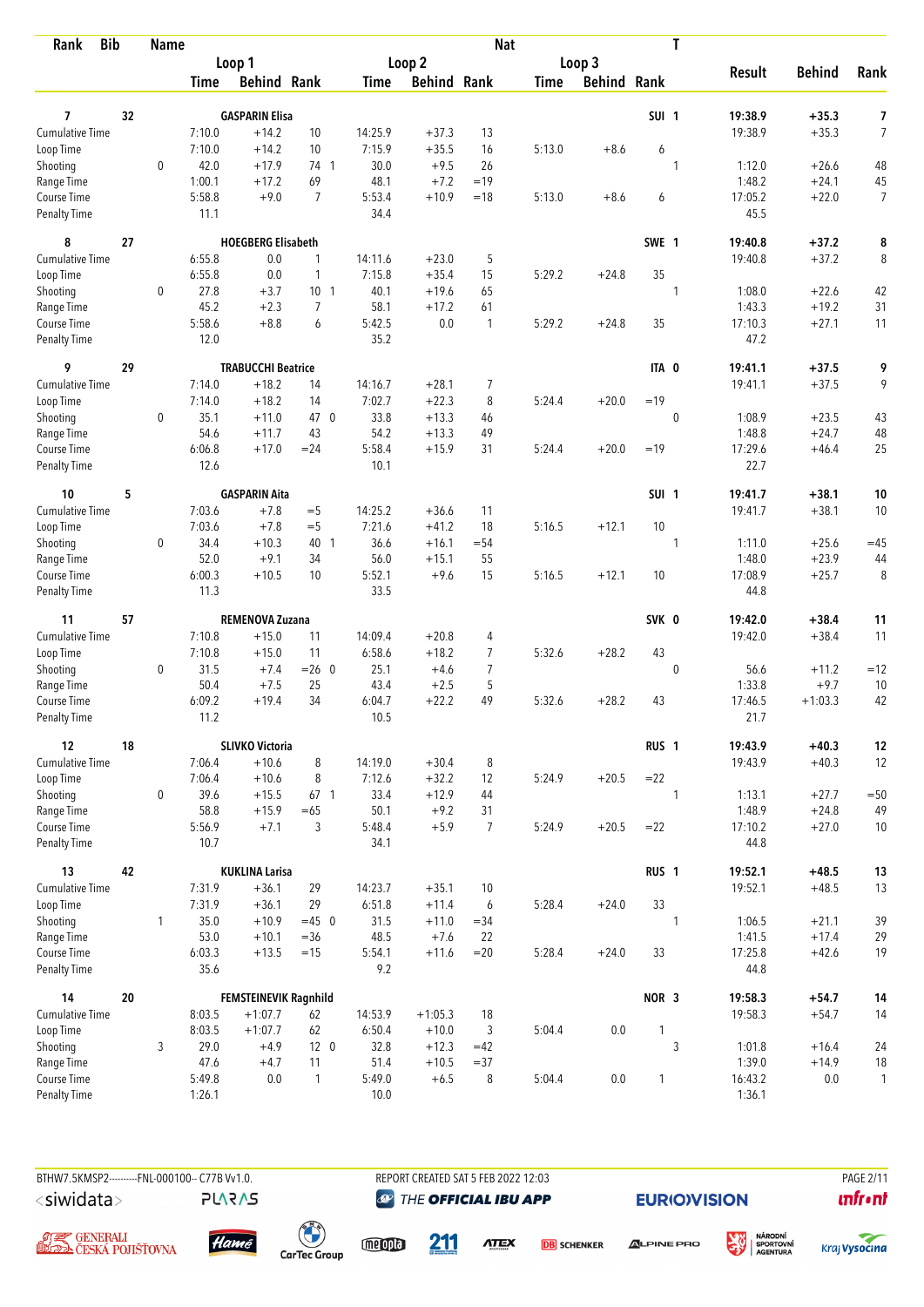| Rank | Bib | Name | | Loop 1 Time | Loop 1 Behind | Loop 1 Rank | Loop 2 Time | Loop 2 Behind | Loop 2 Rank | Loop 3 Time | Loop 3 Behind | Loop 3 Rank | Nat | T | Result | Behind | Rank |
|---|---|---|---|---|---|---|---|---|---|---|---|---|---|---|---|---|---|
| 7 | 32 | GASPARIN Elisa | | | | | | | | | | | SUI | 1 | 19:38.9 | +35.3 | 7 |
| Cumulative Time | | | | 7:10.0 | +14.2 | 10 | 14:25.9 | +37.3 | 13 | | | | | | 19:38.9 | +35.3 | 7 |
| Loop Time | | | | 7:10.0 | +14.2 | 10 | 7:15.9 | +35.5 | 16 | 5:13.0 | +8.6 | 6 | | | | | |
| Shooting | | | 0 | 42.0 | +17.9 | 74 1 | 30.0 | +9.5 | 26 | | | | | 1 | 1:12.0 | +26.6 | 48 |
| Range Time | | | | 1:00.1 | +17.2 | 69 | 48.1 | +7.2 | =19 | | | | | | 1:48.2 | +24.1 | 45 |
| Course Time | | | | 5:58.8 | +9.0 | 7 | 5:53.4 | +10.9 | =18 | 5:13.0 | +8.6 | 6 | | | 17:05.2 | +22.0 | 7 |
| Penalty Time | | | | 11.1 | | | 34.4 | | | | | | | | 45.5 | | |
| 8 | 27 | HOEGBERG Elisabeth | | | | | | | | | | | SWE | 1 | 19:40.8 | +37.2 | 8 |
| Cumulative Time | | | | 6:55.8 | 0.0 | 1 | 14:11.6 | +23.0 | 5 | | | | | | 19:40.8 | +37.2 | 8 |
| Loop Time | | | | 6:55.8 | 0.0 | 1 | 7:15.8 | +35.4 | 15 | 5:29.2 | +24.8 | 35 | | | | | |
| Shooting | | | 0 | 27.8 | +3.7 | 10 1 | 40.1 | +19.6 | 65 | | | | | 1 | 1:08.0 | +22.6 | 42 |
| Range Time | | | | 45.2 | +2.3 | 7 | 58.1 | +17.2 | 61 | | | | | | 1:43.3 | +19.2 | 31 |
| Course Time | | | | 5:58.6 | +8.8 | 6 | 5:42.5 | 0.0 | 1 | 5:29.2 | +24.8 | 35 | | | 17:10.3 | +27.1 | 11 |
| Penalty Time | | | | 12.0 | | | 35.2 | | | | | | | | 47.2 | | |
| 9 | 29 | TRABUCCHI Beatrice | | | | | | | | | | | ITA | 0 | 19:41.1 | +37.5 | 9 |
| Cumulative Time | | | | 7:14.0 | +18.2 | 14 | 14:16.7 | +28.1 | 7 | | | | | | 19:41.1 | +37.5 | 9 |
| Loop Time | | | | 7:14.0 | +18.2 | 14 | 7:02.7 | +22.3 | 8 | 5:24.4 | +20.0 | =19 | | | | | |
| Shooting | | | 0 | 35.1 | +11.0 | 47 0 | 33.8 | +13.3 | 46 | | | | | 0 | 1:08.9 | +23.5 | 43 |
| Range Time | | | | 54.6 | +11.7 | 43 | 54.2 | +13.3 | 49 | | | | | | 1:48.8 | +24.7 | 48 |
| Course Time | | | | 6:06.8 | +17.0 | =24 | 5:58.4 | +15.9 | 31 | 5:24.4 | +20.0 | =19 | | | 17:29.6 | +46.4 | 25 |
| Penalty Time | | | | 12.6 | | | 10.1 | | | | | | | | 22.7 | | |
| 10 | 5 | GASPARIN Aita | | | | | | | | | | | SUI | 1 | 19:41.7 | +38.1 | 10 |
| Cumulative Time | | | | 7:03.6 | +7.8 | =5 | 14:25.2 | +36.6 | 11 | | | | | | 19:41.7 | +38.1 | 10 |
| Loop Time | | | | 7:03.6 | +7.8 | =5 | 7:21.6 | +41.2 | 18 | 5:16.5 | +12.1 | 10 | | | | | |
| Shooting | | | 0 | 34.4 | +10.3 | 40 1 | 36.6 | +16.1 | =54 | | | | | 1 | 1:11.0 | +25.6 | =45 |
| Range Time | | | | 52.0 | +9.1 | 34 | 56.0 | +15.1 | 55 | | | | | | 1:48.0 | +23.9 | 44 |
| Course Time | | | | 6:00.3 | +10.5 | 10 | 5:52.1 | +9.6 | 15 | 5:16.5 | +12.1 | 10 | | | 17:08.9 | +25.7 | 8 |
| Penalty Time | | | | 11.3 | | | 33.5 | | | | | | | | 44.8 | | |
| 11 | 57 | REMENOVA Zuzana | | | | | | | | | | | SVK | 0 | 19:42.0 | +38.4 | 11 |
| Cumulative Time | | | | 7:10.8 | +15.0 | 11 | 14:09.4 | +20.8 | 4 | | | | | | 19:42.0 | +38.4 | 11 |
| Loop Time | | | | 7:10.8 | +15.0 | 11 | 6:58.6 | +18.2 | 7 | 5:32.6 | +28.2 | 43 | | | | | |
| Shooting | | | 0 | 31.5 | +7.4 | =26 0 | 25.1 | +4.6 | 7 | | | | | 0 | 56.6 | +11.2 | =12 |
| Range Time | | | | 50.4 | +7.5 | 25 | 43.4 | +2.5 | 5 | | | | | | 1:33.8 | +9.7 | 10 |
| Course Time | | | | 6:09.2 | +19.4 | 34 | 6:04.7 | +22.2 | 49 | 5:32.6 | +28.2 | 43 | | | 17:46.5 | +1:03.3 | 42 |
| Penalty Time | | | | 11.2 | | | 10.5 | | | | | | | | 21.7 | | |
| 12 | 18 | SLIVKO Victoria | | | | | | | | | | | RUS | 1 | 19:43.9 | +40.3 | 12 |
| Cumulative Time | | | | 7:06.4 | +10.6 | 8 | 14:19.0 | +30.4 | 8 | | | | | | 19:43.9 | +40.3 | 12 |
| Loop Time | | | | 7:06.4 | +10.6 | 8 | 7:12.6 | +32.2 | 12 | 5:24.9 | +20.5 | =22 | | | | | |
| Shooting | | | 0 | 39.6 | +15.5 | 67 1 | 33.4 | +12.9 | 44 | | | | | 1 | 1:13.1 | +27.7 | =50 |
| Range Time | | | | 58.8 | +15.9 | =65 | 50.1 | +9.2 | 31 | | | | | | 1:48.9 | +24.8 | 49 |
| Course Time | | | | 5:56.9 | +7.1 | 3 | 5:48.4 | +5.9 | 7 | 5:24.9 | +20.5 | =22 | | | 17:10.2 | +27.0 | 10 |
| Penalty Time | | | | 10.7 | | | 34.1 | | | | | | | | 44.8 | | |
| 13 | 42 | KUKLINA Larisa | | | | | | | | | | | RUS | 1 | 19:52.1 | +48.5 | 13 |
| Cumulative Time | | | | 7:31.9 | +36.1 | 29 | 14:23.7 | +35.1 | 10 | | | | | | 19:52.1 | +48.5 | 13 |
| Loop Time | | | | 7:31.9 | +36.1 | 29 | 6:51.8 | +11.4 | 6 | 5:28.4 | +24.0 | 33 | | | | | |
| Shooting | | | 1 | 35.0 | +10.9 | =45 0 | 31.5 | +11.0 | =34 | | | | | 1 | 1:06.5 | +21.1 | 39 |
| Range Time | | | | 53.0 | +10.1 | =36 | 48.5 | +7.6 | 22 | | | | | | 1:41.5 | +17.4 | 29 |
| Course Time | | | | 6:03.3 | +13.5 | =15 | 5:54.1 | +11.6 | =20 | 5:28.4 | +24.0 | 33 | | | 17:25.8 | +42.6 | 19 |
| Penalty Time | | | | 35.6 | | | 9.2 | | | | | | | | 44.8 | | |
| 14 | 20 | FEMSTEINEVIK Ragnhild | | | | | | | | | | | NOR | 3 | 19:58.3 | +54.7 | 14 |
| Cumulative Time | | | | 8:03.5 | +1:07.7 | 62 | 14:53.9 | +1:05.3 | 18 | | | | | | 19:58.3 | +54.7 | 14 |
| Loop Time | | | | 8:03.5 | +1:07.7 | 62 | 6:50.4 | +10.0 | 3 | 5:04.4 | 0.0 | 1 | | | | | |
| Shooting | | | 3 | 29.0 | +4.9 | 12 0 | 32.8 | +12.3 | =42 | | | | | 3 | 1:01.8 | +16.4 | 24 |
| Range Time | | | | 47.6 | +4.7 | 11 | 51.4 | +10.5 | =37 | | | | | | 1:39.0 | +14.9 | 18 |
| Course Time | | | | 5:49.8 | 0.0 | 1 | 5:49.0 | +6.5 | 8 | 5:04.4 | 0.0 | 1 | | | 16:43.2 | 0.0 | 1 |
| Penalty Time | | | | 1:26.1 | | | 10.0 | | | | | | | | 1:36.1 | | |

BTHW7.5KMSP2----------FNL-000100-- C77B Vv1.0. REPORT CREATED SAT 5 FEB 2022 12:03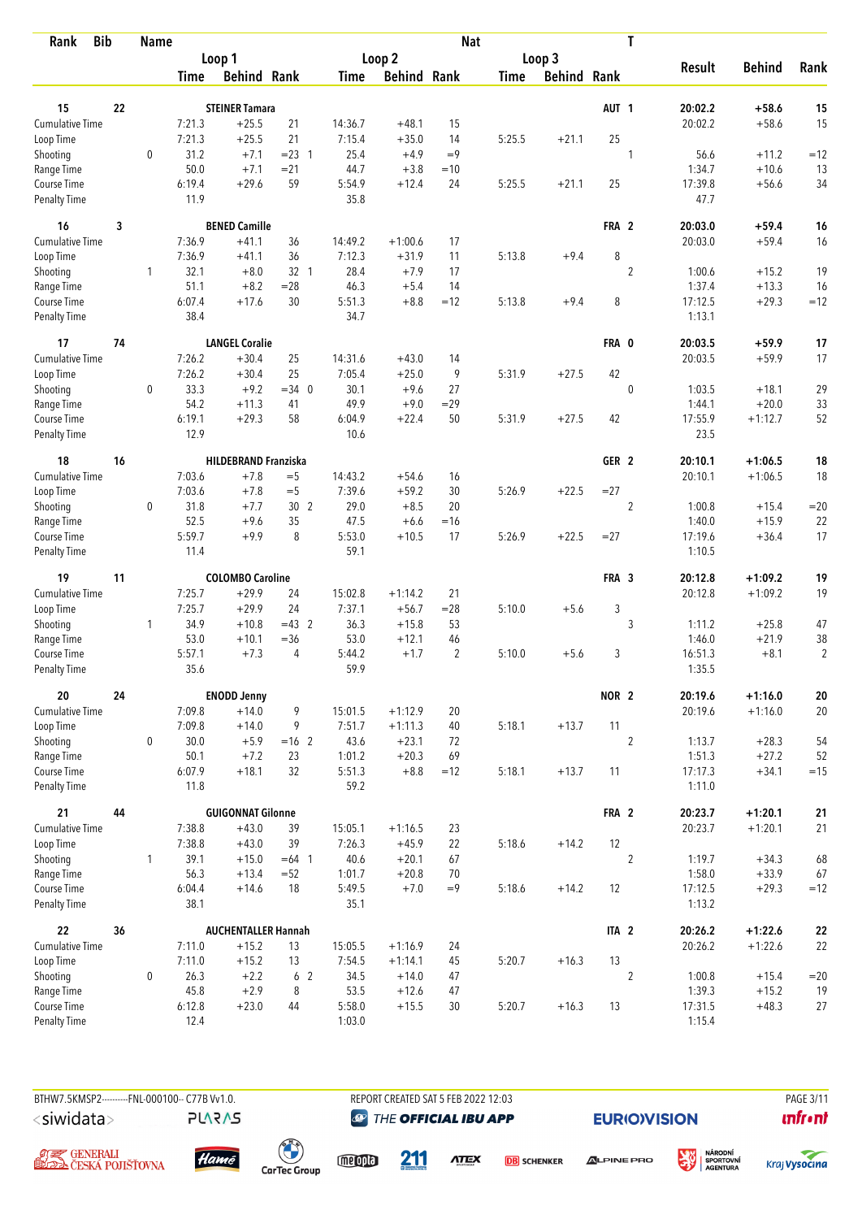| Rank | Bib | Name | | Loop 1 Time | Loop 1 Behind | Loop 1 Rank | Loop 2 Time | Loop 2 Behind | Loop 2 Rank | Loop 3 Time | Loop 3 Behind | Loop 3 Rank | Nat | T | Result | Behind | Rank |
|---|---|---|---|---|---|---|---|---|---|---|---|---|---|---|---|---|---|
| 15 | 22 | STEINER Tamara | | | | | | | | | | | AUT | 1 | 20:02.2 | +58.6 | 15 |
| Cumulative Time | | | | 7:21.3 | +25.5 | 21 | 14:36.7 | +48.1 | 15 | | | | | | 20:02.2 | +58.6 | 15 |
| Loop Time | | | | 7:21.3 | +25.5 | 21 | 7:15.4 | +35.0 | 14 | 5:25.5 | +21.1 | 25 | | | | | |
| Shooting | | | 0 | 31.2 | +7.1 | =23 1 | 25.4 | +4.9 | =9 | | | | | 1 | 56.6 | +11.2 | =12 |
| Range Time | | | | 50.0 | +7.1 | =21 | 44.7 | +3.8 | =10 | | | | | | 1:34.7 | +10.6 | 13 |
| Course Time | | | | 6:19.4 | +29.6 | 59 | 5:54.9 | +12.4 | 24 | 5:25.5 | +21.1 | 25 | | | 17:39.8 | +56.6 | 34 |
| Penalty Time | | | | 11.9 | | | 35.8 | | | | | | | | 47.7 | | |
| 16 | 3 | BENED Camille | | | | | | | | | | | FRA | 2 | 20:03.0 | +59.4 | 16 |
| Cumulative Time | | | | 7:36.9 | +41.1 | 36 | 14:49.2 | +1:00.6 | 17 | | | | | | 20:03.0 | +59.4 | 16 |
| Loop Time | | | | 7:36.9 | +41.1 | 36 | 7:12.3 | +31.9 | 11 | 5:13.8 | +9.4 | 8 | | | | | |
| Shooting | | | 1 | 32.1 | +8.0 | 32 1 | 28.4 | +7.9 | 17 | | | | | 2 | 1:00.6 | +15.2 | 19 |
| Range Time | | | | 51.1 | +8.2 | =28 | 46.3 | +5.4 | 14 | | | | | | 1:37.4 | +13.3 | 16 |
| Course Time | | | | 6:07.4 | +17.6 | 30 | 5:51.3 | +8.8 | =12 | 5:13.8 | +9.4 | 8 | | | 17:12.5 | +29.3 | =12 |
| Penalty Time | | | | 38.4 | | | 34.7 | | | | | | | | 1:13.1 | | |
| 17 | 74 | LANGEL Coralie | | | | | | | | | | | FRA | 0 | 20:03.5 | +59.9 | 17 |
| Cumulative Time | | | | 7:26.2 | +30.4 | 25 | 14:31.6 | +43.0 | 14 | | | | | | 20:03.5 | +59.9 | 17 |
| Loop Time | | | | 7:26.2 | +30.4 | 25 | 7:05.4 | +25.0 | 9 | 5:31.9 | +27.5 | 42 | | | | | |
| Shooting | | | 0 | 33.3 | +9.2 | =34 0 | 30.1 | +9.6 | 27 | | | | | 0 | 1:03.5 | +18.1 | 29 |
| Range Time | | | | 54.2 | +11.3 | 41 | 49.9 | +9.0 | =29 | | | | | | 1:44.1 | +20.0 | 33 |
| Course Time | | | | 6:19.1 | +29.3 | 58 | 6:04.9 | +22.4 | 50 | 5:31.9 | +27.5 | 42 | | | 17:55.9 | +1:12.7 | 52 |
| Penalty Time | | | | 12.9 | | | 10.6 | | | | | | | | 23.5 | | |
| 18 | 16 | HILDEBRAND Franziska | | | | | | | | | | | GER | 2 | 20:10.1 | +1:06.5 | 18 |
| Cumulative Time | | | | 7:03.6 | +7.8 | =5 | 14:43.2 | +54.6 | 16 | | | | | | 20:10.1 | +1:06.5 | 18 |
| Loop Time | | | | 7:03.6 | +7.8 | =5 | 7:39.6 | +59.2 | 30 | 5:26.9 | +22.5 | =27 | | | | | |
| Shooting | | | 0 | 31.8 | +7.7 | 30 2 | 29.0 | +8.5 | 20 | | | | | 2 | 1:00.8 | +15.4 | =20 |
| Range Time | | | | 52.5 | +9.6 | 35 | 47.5 | +6.6 | =16 | | | | | | 1:40.0 | +15.9 | 22 |
| Course Time | | | | 5:59.7 | +9.9 | 8 | 5:53.0 | +10.5 | 17 | 5:26.9 | +22.5 | =27 | | | 17:19.6 | +36.4 | 17 |
| Penalty Time | | | | 11.4 | | | 59.1 | | | | | | | | 1:10.5 | | |
| 19 | 11 | COLOMBO Caroline | | | | | | | | | | | FRA | 3 | 20:12.8 | +1:09.2 | 19 |
| Cumulative Time | | | | 7:25.7 | +29.9 | 24 | 15:02.8 | +1:14.2 | 21 | | | | | | 20:12.8 | +1:09.2 | 19 |
| Loop Time | | | | 7:25.7 | +29.9 | 24 | 7:37.1 | +56.7 | =28 | 5:10.0 | +5.6 | 3 | | | | | |
| Shooting | | | 1 | 34.9 | +10.8 | =43 2 | 36.3 | +15.8 | 53 | | | | | 3 | 1:11.2 | +25.8 | 47 |
| Range Time | | | | 53.0 | +10.1 | =36 | 53.0 | +12.1 | 46 | | | | | | 1:46.0 | +21.9 | 38 |
| Course Time | | | | 5:57.1 | +7.3 | 4 | 5:44.2 | +1.7 | 2 | 5:10.0 | +5.6 | 3 | | | 16:51.3 | +8.1 | 2 |
| Penalty Time | | | | 35.6 | | | 59.9 | | | | | | | | 1:35.5 | | |
| 20 | 24 | ENODD Jenny | | | | | | | | | | | NOR | 2 | 20:19.6 | +1:16.0 | 20 |
| Cumulative Time | | | | 7:09.8 | +14.0 | 9 | 15:01.5 | +1:12.9 | 20 | | | | | | 20:19.6 | +1:16.0 | 20 |
| Loop Time | | | | 7:09.8 | +14.0 | 9 | 7:51.7 | +1:11.3 | 40 | 5:18.1 | +13.7 | 11 | | | | | |
| Shooting | | | 0 | 30.0 | +5.9 | =16 2 | 43.6 | +23.1 | 72 | | | | | 2 | 1:13.7 | +28.3 | 54 |
| Range Time | | | | 50.1 | +7.2 | 23 | 1:01.2 | +20.3 | 69 | | | | | | 1:51.3 | +27.2 | 52 |
| Course Time | | | | 6:07.9 | +18.1 | 32 | 5:51.3 | +8.8 | =12 | 5:18.1 | +13.7 | 11 | | | 17:17.3 | +34.1 | =15 |
| Penalty Time | | | | 11.8 | | | 59.2 | | | | | | | | 1:11.0 | | |
| 21 | 44 | GUIGONNAT Gilonne | | | | | | | | | | | FRA | 2 | 20:23.7 | +1:20.1 | 21 |
| Cumulative Time | | | | 7:38.8 | +43.0 | 39 | 15:05.1 | +1:16.5 | 23 | | | | | | 20:23.7 | +1:20.1 | 21 |
| Loop Time | | | | 7:38.8 | +43.0 | 39 | 7:26.3 | +45.9 | 22 | 5:18.6 | +14.2 | 12 | | | | | |
| Shooting | | | 1 | 39.1 | +15.0 | =64 1 | 40.6 | +20.1 | 67 | | | | | 2 | 1:19.7 | +34.3 | 68 |
| Range Time | | | | 56.3 | +13.4 | =52 | 1:01.7 | +20.8 | 70 | | | | | | 1:58.0 | +33.9 | 67 |
| Course Time | | | | 6:04.4 | +14.6 | 18 | 5:49.5 | +7.0 | =9 | 5:18.6 | +14.2 | 12 | | | 17:12.5 | +29.3 | =12 |
| Penalty Time | | | | 38.1 | | | 35.1 | | | | | | | | 1:13.2 | | |
| 22 | 36 | AUCHENTALLER Hannah | | | | | | | | | | | ITA | 2 | 20:26.2 | +1:22.6 | 22 |
| Cumulative Time | | | | 7:11.0 | +15.2 | 13 | 15:05.5 | +1:16.9 | 24 | | | | | | 20:26.2 | +1:22.6 | 22 |
| Loop Time | | | | 7:11.0 | +15.2 | 13 | 7:54.5 | +1:14.1 | 45 | 5:20.7 | +16.3 | 13 | | | | | |
| Shooting | | | 0 | 26.3 | +2.2 | 6 2 | 34.5 | +14.0 | 47 | | | | | 2 | 1:00.8 | +15.4 | =20 |
| Range Time | | | | 45.8 | +2.9 | 8 | 53.5 | +12.6 | 47 | | | | | | 1:39.3 | +15.2 | 19 |
| Course Time | | | | 6:12.8 | +23.0 | 44 | 5:58.0 | +15.5 | 30 | 5:20.7 | +16.3 | 13 | | | 17:31.5 | +48.3 | 27 |
| Penalty Time | | | | 12.4 | | | 1:03.0 | | | | | | | | 1:15.4 | | |

BTHW7.5KMSP2----------FNL-000100-- C77B Vv1.0. REPORT CREATED SAT 5 FEB 2022 12:03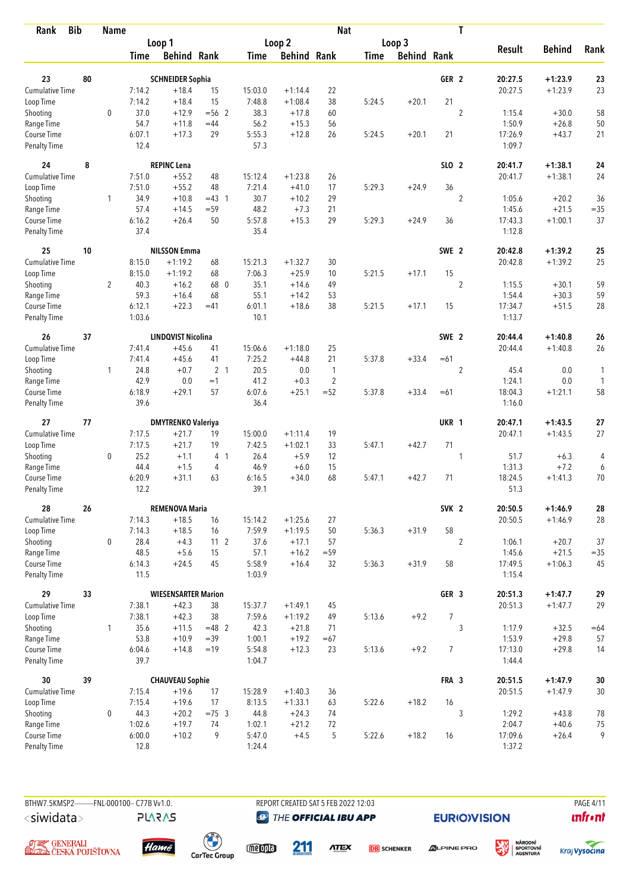| Rank | Bib | Name | Loop 1 Time | Loop 1 Behind | Loop 1 Rank | Loop 2 Time | Loop 2 Behind | Loop 2 Rank | Loop 3 Time | Loop 3 Behind | Loop 3 Rank | Nat | T | Result | Behind | Rank |
|---|---|---|---|---|---|---|---|---|---|---|---|---|---|---|---|---|
| 23 | 80 | SCHNEIDER Sophia | | | | | | | | | | GER | 2 | 20:27.5 | +1:23.9 | 23 |
| Cumulative Time | | | 7:14.2 | +18.4 | 15 | 15:03.0 | +1:14.4 | 22 | | | | | | 20:27.5 | +1:23.9 | 23 |
| Loop Time | | | 7:14.2 | +18.4 | 15 | 7:48.8 | +1:08.4 | 38 | 5:24.5 | +20.1 | 21 | | | | | |
| Shooting | | 0 | 37.0 | +12.9 | =56 2 | 38.3 | +17.8 | 60 | | | | | 2 | 1:15.4 | +30.0 | 58 |
| Range Time | | | 54.7 | +11.8 | =44 | 56.2 | +15.3 | 56 | | | | | | 1:50.9 | +26.8 | 50 |
| Course Time | | | 6:07.1 | +17.3 | 29 | 5:55.3 | +12.8 | 26 | 5:24.5 | +20.1 | 21 | | | 17:26.9 | +43.7 | 21 |
| Penalty Time | | | 12.4 | | | 57.3 | | | | | | | | 1:09.7 | | |
| 24 | 8 | REPINC Lena | | | | | | | | | | SLO | 2 | 20:41.7 | +1:38.1 | 24 |
| Cumulative Time | | | 7:51.0 | +55.2 | 48 | 15:12.4 | +1:23.8 | 26 | | | | | | 20:41.7 | +1:38.1 | 24 |
| Loop Time | | | 7:51.0 | +55.2 | 48 | 7:21.4 | +41.0 | 17 | 5:29.3 | +24.9 | 36 | | | | | |
| Shooting | | 1 | 34.9 | +10.8 | =43 1 | 30.7 | +10.2 | 29 | | | | | 2 | 1:05.6 | +20.2 | 36 |
| Range Time | | | 57.4 | +14.5 | =59 | 48.2 | +7.3 | 21 | | | | | | 1:45.6 | +21.5 | =35 |
| Course Time | | | 6:16.2 | +26.4 | 50 | 5:57.8 | +15.3 | 29 | 5:29.3 | +24.9 | 36 | | | 17:43.3 | +1:00.1 | 37 |
| Penalty Time | | | 37.4 | | | 35.4 | | | | | | | | 1:12.8 | | |
| 25 | 10 | NILSSON Emma | | | | | | | | | | SWE | 2 | 20:42.8 | +1:39.2 | 25 |
| Cumulative Time | | | 8:15.0 | +1:19.2 | 68 | 15:21.3 | +1:32.7 | 30 | | | | | | 20:42.8 | +1:39.2 | 25 |
| Loop Time | | | 8:15.0 | +1:19.2 | 68 | 7:06.3 | +25.9 | 10 | 5:21.5 | +17.1 | 15 | | | | | |
| Shooting | | 2 | 40.3 | +16.2 | 68 0 | 35.1 | +14.6 | 49 | | | | | 2 | 1:15.5 | +30.1 | 59 |
| Range Time | | | 59.3 | +16.4 | 68 | 55.1 | +14.2 | 53 | | | | | | 1:54.4 | +30.3 | 59 |
| Course Time | | | 6:12.1 | +22.3 | =41 | 6:01.1 | +18.6 | 38 | 5:21.5 | +17.1 | 15 | | | 17:34.7 | +51.5 | 28 |
| Penalty Time | | | 1:03.6 | | | 10.1 | | | | | | | | 1:13.7 | | |
| 26 | 37 | LINDQVIST Nicolina | | | | | | | | | | SWE | 2 | 20:44.4 | +1:40.8 | 26 |
| Cumulative Time | | | 7:41.4 | +45.6 | 41 | 15:06.6 | +1:18.0 | 25 | | | | | | 20:44.4 | +1:40.8 | 26 |
| Loop Time | | | 7:41.4 | +45.6 | 41 | 7:25.2 | +44.8 | 21 | 5:37.8 | +33.4 | =61 | | | | | |
| Shooting | | 1 | 24.8 | +0.7 | 2 1 | 20.5 | 0.0 | 1 | | | | | 2 | 45.4 | 0.0 | 1 |
| Range Time | | | 42.9 | 0.0 | =1 | 41.2 | +0.3 | 2 | | | | | | 1:24.1 | 0.0 | 1 |
| Course Time | | | 6:18.9 | +29.1 | 57 | 6:07.6 | +25.1 | =52 | 5:37.8 | +33.4 | =61 | | | 18:04.3 | +1:21.1 | 58 |
| Penalty Time | | | 39.6 | | | 36.4 | | | | | | | | 1:16.0 | | |
| 27 | 77 | DMYTRENKO Valeriya | | | | | | | | | | UKR | 1 | 20:47.1 | +1:43.5 | 27 |
| Cumulative Time | | | 7:17.5 | +21.7 | 19 | 15:00.0 | +1:11.4 | 19 | | | | | | 20:47.1 | +1:43.5 | 27 |
| Loop Time | | | 7:17.5 | +21.7 | 19 | 7:42.5 | +1:02.1 | 33 | 5:47.1 | +42.7 | 71 | | | | | |
| Shooting | | 0 | 25.2 | +1.1 | 4 1 | 26.4 | +5.9 | 12 | | | | | 1 | 51.7 | +6.3 | 4 |
| Range Time | | | 44.4 | +1.5 | 4 | 46.9 | +6.0 | 15 | | | | | | 1:31.3 | +7.2 | 6 |
| Course Time | | | 6:20.9 | +31.1 | 63 | 6:16.5 | +34.0 | 68 | 5:47.1 | +42.7 | 71 | | | 18:24.5 | +1:41.3 | 70 |
| Penalty Time | | | 12.2 | | | 39.1 | | | | | | | | 51.3 | | |
| 28 | 26 | REMENOVA Maria | | | | | | | | | | SVK | 2 | 20:50.5 | +1:46.9 | 28 |
| Cumulative Time | | | 7:14.3 | +18.5 | 16 | 15:14.2 | +1:25.6 | 27 | | | | | | 20:50.5 | +1:46.9 | 28 |
| Loop Time | | | 7:14.3 | +18.5 | 16 | 7:59.9 | +1:19.5 | 50 | 5:36.3 | +31.9 | 58 | | | | | |
| Shooting | | 0 | 28.4 | +4.3 | 11 2 | 37.6 | +17.1 | 57 | | | | | 2 | 1:06.1 | +20.7 | 37 |
| Range Time | | | 48.5 | +5.6 | 15 | 57.1 | +16.2 | =59 | | | | | | 1:45.6 | +21.5 | =35 |
| Course Time | | | 6:14.3 | +24.5 | 45 | 5:58.9 | +16.4 | 32 | 5:36.3 | +31.9 | 58 | | | 17:49.5 | +1:06.3 | 45 |
| Penalty Time | | | 11.5 | | | 1:03.9 | | | | | | | | 1:15.4 | | |
| 29 | 33 | WIESENSARTER Marion | | | | | | | | | | GER | 3 | 20:51.3 | +1:47.7 | 29 |
| Cumulative Time | | | 7:38.1 | +42.3 | 38 | 15:37.7 | +1:49.1 | 45 | | | | | | 20:51.3 | +1:47.7 | 29 |
| Loop Time | | | 7:38.1 | +42.3 | 38 | 7:59.6 | +1:19.2 | 49 | 5:13.6 | +9.2 | 7 | | | | | |
| Shooting | | 1 | 35.6 | +11.5 | =48 2 | 42.3 | +21.8 | 71 | | | | | 3 | 1:17.9 | +32.5 | =64 |
| Range Time | | | 53.8 | +10.9 | =39 | 1:00.1 | +19.2 | =67 | | | | | | 1:53.9 | +29.8 | 57 |
| Course Time | | | 6:04.6 | +14.8 | =19 | 5:54.8 | +12.3 | 23 | 5:13.6 | +9.2 | 7 | | | 17:13.0 | +29.8 | 14 |
| Penalty Time | | | 39.7 | | | 1:04.7 | | | | | | | | 1:44.4 | | |
| 30 | 39 | CHAUVEAU Sophie | | | | | | | | | | FRA | 3 | 20:51.5 | +1:47.9 | 30 |
| Cumulative Time | | | 7:15.4 | +19.6 | 17 | 15:28.9 | +1:40.3 | 36 | | | | | | 20:51.5 | +1:47.9 | 30 |
| Loop Time | | | 7:15.4 | +19.6 | 17 | 8:13.5 | +1:33.1 | 63 | 5:22.6 | +18.2 | 16 | | | | | |
| Shooting | | 0 | 44.3 | +20.2 | =75 3 | 44.8 | +24.3 | 74 | | | | | 3 | 1:29.2 | +43.8 | 78 |
| Range Time | | | 1:02.6 | +19.7 | 74 | 1:02.1 | +21.2 | 72 | | | | | | 2:04.7 | +40.6 | 75 |
| Course Time | | | 6:00.0 | +10.2 | 9 | 5:47.0 | +4.5 | 5 | 5:22.6 | +18.2 | 16 | | | 17:09.6 | +26.4 | 9 |
| Penalty Time | | | 12.8 | | | 1:24.4 | | | | | | | | 1:37.2 | | |

BTHW7.5KMSP2----------FNL-000100-- C77B Vv1.0. REPORT CREATED SAT 5 FEB 2022 12:03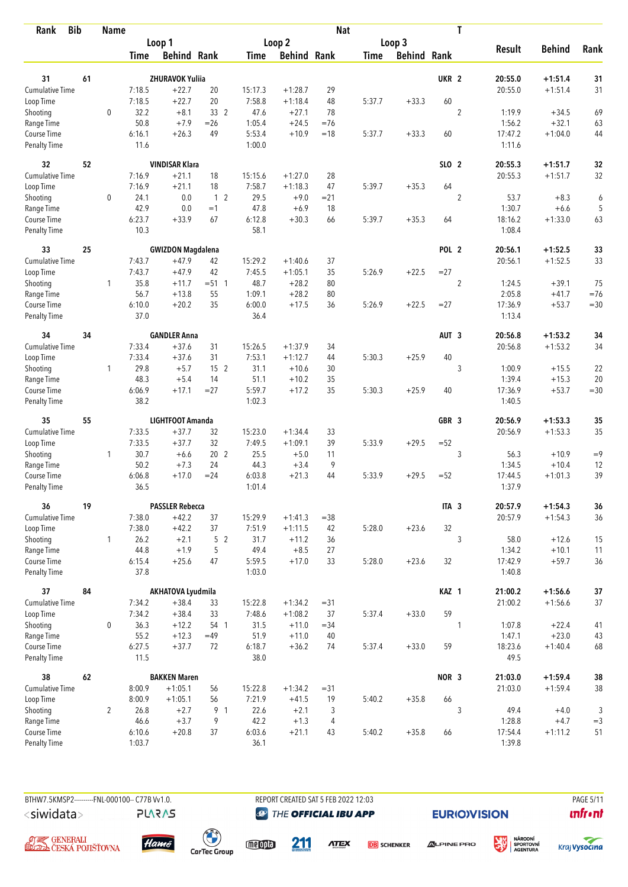| Rank | Bib | Name | Loop 1 Time | Loop 1 Behind | Loop 1 Rank | Loop 2 Time | Loop 2 Behind | Loop 2 Rank | Loop 3 Time | Loop 3 Behind | Loop 3 Rank | Nat | T | Result | Behind | Rank |
|---|---|---|---|---|---|---|---|---|---|---|---|---|---|---|---|---|
| 31 | 61 | ZHURAVOK Yuliia | | | | | | | | | | UKR | 2 | 20:55.0 | +1:51.4 | 31 |
| Cumulative Time | | | 7:18.5 | +22.7 | 20 | 15:17.3 | +1:28.7 | 29 | | | | | | 20:55.0 | +1:51.4 | 31 |
| Loop Time | | | 7:18.5 | +22.7 | 20 | 7:58.8 | +1:18.4 | 48 | 5:37.7 | +33.3 | 60 | | | | | |
| Shooting | | 0 | 32.2 | +8.1 | 33 2 | 47.6 | +27.1 | 78 | | | | | 2 | 1:19.9 | +34.5 | 69 |
| Range Time | | | 50.8 | +7.9 | =26 | 1:05.4 | +24.5 | =76 | | | | | | 1:56.2 | +32.1 | 63 |
| Course Time | | | 6:16.1 | +26.3 | 49 | 5:53.4 | +10.9 | =18 | 5:37.7 | +33.3 | 60 | | | 17:47.2 | +1:04.0 | 44 |
| Penalty Time | | | 11.6 | | | 1:00.0 | | | | | | | | 1:11.6 | | |
| 32 | 52 | VINDISAR Klara | | | | | | | | | | SLO | 2 | 20:55.3 | +1:51.7 | 32 |
| Cumulative Time | | | 7:16.9 | +21.1 | 18 | 15:15.6 | +1:27.0 | 28 | | | | | | 20:55.3 | +1:51.7 | 32 |
| Loop Time | | | 7:16.9 | +21.1 | 18 | 7:58.7 | +1:18.3 | 47 | 5:39.7 | +35.3 | 64 | | | | | |
| Shooting | | 0 | 24.1 | 0.0 | 1 2 | 29.5 | +9.0 | =21 | | | | | 2 | 53.7 | +8.3 | 6 |
| Range Time | | | 42.9 | 0.0 | =1 | 47.8 | +6.9 | 18 | | | | | | 1:30.7 | +6.6 | 5 |
| Course Time | | | 6:23.7 | +33.9 | 67 | 6:12.8 | +30.3 | 66 | 5:39.7 | +35.3 | 64 | | | 18:16.2 | +1:33.0 | 63 |
| Penalty Time | | | 10.3 | | | 58.1 | | | | | | | | 1:08.4 | | |
| 33 | 25 | GWIZDON Magdalena | | | | | | | | | | POL | 2 | 20:56.1 | +1:52.5 | 33 |
| Cumulative Time | | | 7:43.7 | +47.9 | 42 | 15:29.2 | +1:40.6 | 37 | | | | | | 20:56.1 | +1:52.5 | 33 |
| Loop Time | | | 7:43.7 | +47.9 | 42 | 7:45.5 | +1:05.1 | 35 | 5:26.9 | +22.5 | =27 | | | | | |
| Shooting | | 1 | 35.8 | +11.7 | =51 1 | 48.7 | +28.2 | 80 | | | | | 2 | 1:24.5 | +39.1 | 75 |
| Range Time | | | 56.7 | +13.8 | 55 | 1:09.1 | +28.2 | 80 | | | | | | 2:05.8 | +41.7 | =76 |
| Course Time | | | 6:10.0 | +20.2 | 35 | 6:00.0 | +17.5 | 36 | 5:26.9 | +22.5 | =27 | | | 17:36.9 | +53.7 | =30 |
| Penalty Time | | | 37.0 | | | 36.4 | | | | | | | | 1:13.4 | | |
| 34 | 34 | GANDLER Anna | | | | | | | | | | AUT | 3 | 20:56.8 | +1:53.2 | 34 |
| Cumulative Time | | | 7:33.4 | +37.6 | 31 | 15:26.5 | +1:37.9 | 34 | | | | | | 20:56.8 | +1:53.2 | 34 |
| Loop Time | | | 7:33.4 | +37.6 | 31 | 7:53.1 | +1:12.7 | 44 | 5:30.3 | +25.9 | 40 | | | | | |
| Shooting | | 1 | 29.8 | +5.7 | 15 2 | 31.1 | +10.6 | 30 | | | | | 3 | 1:00.9 | +15.5 | 22 |
| Range Time | | | 48.3 | +5.4 | 14 | 51.1 | +10.2 | 35 | | | | | | 1:39.4 | +15.3 | 20 |
| Course Time | | | 6:06.9 | +17.1 | =27 | 5:59.7 | +17.2 | 35 | 5:30.3 | +25.9 | 40 | | | 17:36.9 | +53.7 | =30 |
| Penalty Time | | | 38.2 | | | 1:02.3 | | | | | | | | 1:40.5 | | |
| 35 | 55 | LIGHTFOOT Amanda | | | | | | | | | | GBR | 3 | 20:56.9 | +1:53.3 | 35 |
| Cumulative Time | | | 7:33.5 | +37.7 | 32 | 15:23.0 | +1:34.4 | 33 | | | | | | 20:56.9 | +1:53.3 | 35 |
| Loop Time | | | 7:33.5 | +37.7 | 32 | 7:49.5 | +1:09.1 | 39 | 5:33.9 | +29.5 | =52 | | | | | |
| Shooting | | 1 | 30.7 | +6.6 | 20 2 | 25.5 | +5.0 | 11 | | | | | 3 | 56.3 | +10.9 | =9 |
| Range Time | | | 50.2 | +7.3 | 24 | 44.3 | +3.4 | 9 | | | | | | 1:34.5 | +10.4 | 12 |
| Course Time | | | 6:06.8 | +17.0 | =24 | 6:03.8 | +21.3 | 44 | 5:33.9 | +29.5 | =52 | | | 17:44.5 | +1:01.3 | 39 |
| Penalty Time | | | 36.5 | | | 1:01.4 | | | | | | | | 1:37.9 | | |
| 36 | 19 | PASSLER Rebecca | | | | | | | | | | ITA | 3 | 20:57.9 | +1:54.3 | 36 |
| Cumulative Time | | | 7:38.0 | +42.2 | 37 | 15:29.9 | +1:41.3 | =38 | | | | | | 20:57.9 | +1:54.3 | 36 |
| Loop Time | | | 7:38.0 | +42.2 | 37 | 7:51.9 | +1:11.5 | 42 | 5:28.0 | +23.6 | 32 | | | | | |
| Shooting | | 1 | 26.2 | +2.1 | 5 2 | 31.7 | +11.2 | 36 | | | | | 3 | 58.0 | +12.6 | 15 |
| Range Time | | | 44.8 | +1.9 | 5 | 49.4 | +8.5 | 27 | | | | | | 1:34.2 | +10.1 | 11 |
| Course Time | | | 6:15.4 | +25.6 | 47 | 5:59.5 | +17.0 | 33 | 5:28.0 | +23.6 | 32 | | | 17:42.9 | +59.7 | 36 |
| Penalty Time | | | 37.8 | | | 1:03.0 | | | | | | | | 1:40.8 | | |
| 37 | 84 | AKHATOVA Lyudmila | | | | | | | | | | KAZ | 1 | 21:00.2 | +1:56.6 | 37 |
| Cumulative Time | | | 7:34.2 | +38.4 | 33 | 15:22.8 | +1:34.2 | =31 | | | | | | 21:00.2 | +1:56.6 | 37 |
| Loop Time | | | 7:34.2 | +38.4 | 33 | 7:48.6 | +1:08.2 | 37 | 5:37.4 | +33.0 | 59 | | | | | |
| Shooting | | 0 | 36.3 | +12.2 | 54 1 | 31.5 | +11.0 | =34 | | | | | 1 | 1:07.8 | +22.4 | 41 |
| Range Time | | | 55.2 | +12.3 | =49 | 51.9 | +11.0 | 40 | | | | | | 1:47.1 | +23.0 | 43 |
| Course Time | | | 6:27.5 | +37.7 | 72 | 6:18.7 | +36.2 | 74 | 5:37.4 | +33.0 | 59 | | | 18:23.6 | +1:40.4 | 68 |
| Penalty Time | | | 11.5 | | | 38.0 | | | | | | | | 49.5 | | |
| 38 | 62 | BAKKEN Maren | | | | | | | | | | NOR | 3 | 21:03.0 | +1:59.4 | 38 |
| Cumulative Time | | | 8:00.9 | +1:05.1 | 56 | 15:22.8 | +1:34.2 | =31 | | | | | | 21:03.0 | +1:59.4 | 38 |
| Loop Time | | | 8:00.9 | +1:05.1 | 56 | 7:21.9 | +41.5 | 19 | 5:40.2 | +35.8 | 66 | | | | | |
| Shooting | | 2 | 26.8 | +2.7 | 9 1 | 22.6 | +2.1 | 3 | | | | | 3 | 49.4 | +4.0 | 3 |
| Range Time | | | 46.6 | +3.7 | 9 | 42.2 | +1.3 | 4 | | | | | | 1:28.8 | +4.7 | =3 |
| Course Time | | | 6:10.6 | +20.8 | 37 | 6:03.6 | +21.1 | 43 | 5:40.2 | +35.8 | 66 | | | 17:54.4 | +1:11.2 | 51 |
| Penalty Time | | | 1:03.7 | | | 36.1 | | | | | | | | 1:39.8 | | |

BTHW7.5KMSP2----------FNL-000100-- C77B Vv1.0. REPORT CREATED SAT 5 FEB 2022 12:03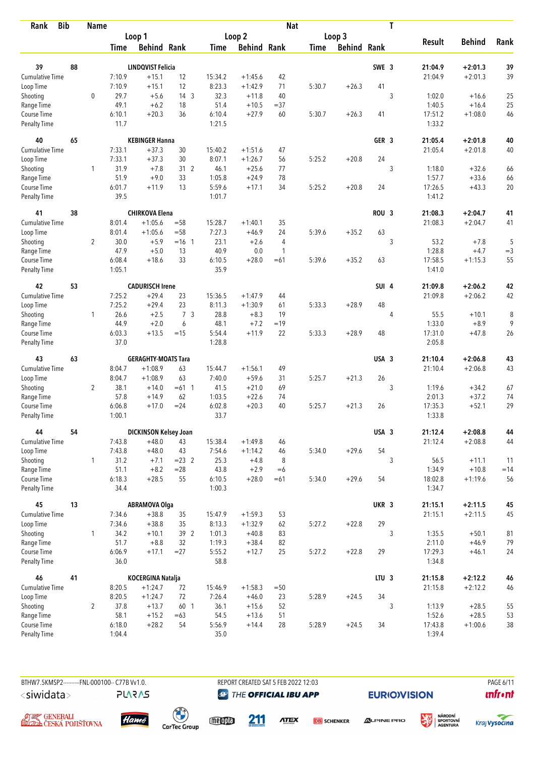| Rank | Bib | Name | | Loop 1 Time | Behind | Rank | Loop 2 Time | Behind | Rank | Loop 3 Time | Behind | Rank | Nat | T | Result | Behind | Rank |
|---|---|---|---|---|---|---|---|---|---|---|---|---|---|---|---|---|---|
| 39 | 88 | LINDQVIST Felicia | | | | | | | | | | | SWE | 3 | 21:04.9 | +2:01.3 | 39 |
| | | Cumulative Time | | 7:10.9 | +15.1 | 12 | 15:34.2 | +1:45.6 | 42 | | | | | | 21:04.9 | +2:01.3 | 39 |
| | | Loop Time | | 7:10.9 | +15.1 | 12 | 8:23.3 | +1:42.9 | 71 | 5:30.7 | +26.3 | 41 | | | | | |
| | | Shooting | 0 | 29.7 | +5.6 | 14 3 | 32.3 | +11.8 | 40 | | | | | 3 | 1:02.0 | +16.6 | 25 |
| | | Range Time | | 49.1 | +6.2 | 18 | 51.4 | +10.5 | =37 | | | | | | 1:40.5 | +16.4 | 25 |
| | | Course Time | | 6:10.1 | +20.3 | 36 | 6:10.4 | +27.9 | 60 | 5:30.7 | +26.3 | 41 | | | 17:51.2 | +1:08.0 | 46 |
| | | Penalty Time | | 11.7 | | | 1:21.5 | | | | | | | | 1:33.2 | | |
| 40 | 65 | KEBINGER Hanna | | | | | | | | | | | GER | 3 | 21:05.4 | +2:01.8 | 40 |
| | | Cumulative Time | | 7:33.1 | +37.3 | 30 | 15:40.2 | +1:51.6 | 47 | | | | | | 21:05.4 | +2:01.8 | 40 |
| | | Loop Time | | 7:33.1 | +37.3 | 30 | 8:07.1 | +1:26.7 | 56 | 5:25.2 | +20.8 | 24 | | | | | |
| | | Shooting | 1 | 31.9 | +7.8 | 31 2 | 46.1 | +25.6 | 77 | | | | | 3 | 1:18.0 | +32.6 | 66 |
| | | Range Time | | 51.9 | +9.0 | 33 | 1:05.8 | +24.9 | 78 | | | | | | 1:57.7 | +33.6 | 66 |
| | | Course Time | | 6:01.7 | +11.9 | 13 | 5:59.6 | +17.1 | 34 | 5:25.2 | +20.8 | 24 | | | 17:26.5 | +43.3 | 20 |
| | | Penalty Time | | 39.5 | | | 1:01.7 | | | | | | | | 1:41.2 | | |
| 41 | 38 | CHIRKOVA Elena | | | | | | | | | | | ROU | 3 | 21:08.3 | +2:04.7 | 41 |
| | | Cumulative Time | | 8:01.4 | +1:05.6 | =58 | 15:28.7 | +1:40.1 | 35 | | | | | | 21:08.3 | +2:04.7 | 41 |
| | | Loop Time | | 8:01.4 | +1:05.6 | =58 | 7:27.3 | +46.9 | 24 | 5:39.6 | +35.2 | 63 | | | | | |
| | | Shooting | 2 | 30.0 | +5.9 | =16 1 | 23.1 | +2.6 | 4 | | | | | 3 | 53.2 | +7.8 | 5 |
| | | Range Time | | 47.9 | +5.0 | 13 | 40.9 | 0.0 | 1 | | | | | | 1:28.8 | +4.7 | =3 |
| | | Course Time | | 6:08.4 | +18.6 | 33 | 6:10.5 | +28.0 | =61 | 5:39.6 | +35.2 | 63 | | | 17:58.5 | +1:15.3 | 55 |
| | | Penalty Time | | 1:05.1 | | | 35.9 | | | | | | | | 1:41.0 | | |
| 42 | 53 | CADURISCH Irene | | | | | | | | | | | SUI | 4 | 21:09.8 | +2:06.2 | 42 |
| | | Cumulative Time | | 7:25.2 | +29.4 | 23 | 15:36.5 | +1:47.9 | 44 | | | | | | 21:09.8 | +2:06.2 | 42 |
| | | Loop Time | | 7:25.2 | +29.4 | 23 | 8:11.3 | +1:30.9 | 61 | 5:33.3 | +28.9 | 48 | | | | | |
| | | Shooting | 1 | 26.6 | +2.5 | 7 3 | 28.8 | +8.3 | 19 | | | | | 4 | 55.5 | +10.1 | 8 |
| | | Range Time | | 44.9 | +2.0 | 6 | 48.1 | +7.2 | =19 | | | | | | 1:33.0 | +8.9 | 9 |
| | | Course Time | | 6:03.3 | +13.5 | =15 | 5:54.4 | +11.9 | 22 | 5:33.3 | +28.9 | 48 | | | 17:31.0 | +47.8 | 26 |
| | | Penalty Time | | 37.0 | | | 1:28.8 | | | | | | | | 2:05.8 | | |
| 43 | 63 | GERAGHTY-MOATS Tara | | | | | | | | | | | USA | 3 | 21:10.4 | +2:06.8 | 43 |
| | | Cumulative Time | | 8:04.7 | +1:08.9 | 63 | 15:44.7 | +1:56.1 | 49 | | | | | | 21:10.4 | +2:06.8 | 43 |
| | | Loop Time | | 8:04.7 | +1:08.9 | 63 | 7:40.0 | +59.6 | 31 | 5:25.7 | +21.3 | 26 | | | | | |
| | | Shooting | 2 | 38.1 | +14.0 | =61 1 | 41.5 | +21.0 | 69 | | | | | 3 | 1:19.6 | +34.2 | 67 |
| | | Range Time | | 57.8 | +14.9 | 62 | 1:03.5 | +22.6 | 74 | | | | | | 2:01.3 | +37.2 | 74 |
| | | Course Time | | 6:06.8 | +17.0 | =24 | 6:02.8 | +20.3 | 40 | 5:25.7 | +21.3 | 26 | | | 17:35.3 | +52.1 | 29 |
| | | Penalty Time | | 1:00.1 | | | 33.7 | | | | | | | | 1:33.8 | | |
| 44 | 54 | DICKINSON Kelsey Joan | | | | | | | | | | | USA | 3 | 21:12.4 | +2:08.8 | 44 |
| | | Cumulative Time | | 7:43.8 | +48.0 | 43 | 15:38.4 | +1:49.8 | 46 | | | | | | 21:12.4 | +2:08.8 | 44 |
| | | Loop Time | | 7:43.8 | +48.0 | 43 | 7:54.6 | +1:14.2 | 46 | 5:34.0 | +29.6 | 54 | | | | | |
| | | Shooting | 1 | 31.2 | +7.1 | =23 2 | 25.3 | +4.8 | 8 | | | | | 3 | 56.5 | +11.1 | 11 |
| | | Range Time | | 51.1 | +8.2 | =28 | 43.8 | +2.9 | =6 | | | | | | 1:34.9 | +10.8 | =14 |
| | | Course Time | | 6:18.3 | +28.5 | 55 | 6:10.5 | +28.0 | =61 | 5:34.0 | +29.6 | 54 | | | 18:02.8 | +1:19.6 | 56 |
| | | Penalty Time | | 34.4 | | | 1:00.3 | | | | | | | | 1:34.7 | | |
| 45 | 13 | ABRAMOVA Olga | | | | | | | | | | | UKR | 3 | 21:15.1 | +2:11.5 | 45 |
| | | Cumulative Time | | 7:34.6 | +38.8 | 35 | 15:47.9 | +1:59.3 | 53 | | | | | | 21:15.1 | +2:11.5 | 45 |
| | | Loop Time | | 7:34.6 | +38.8 | 35 | 8:13.3 | +1:32.9 | 62 | 5:27.2 | +22.8 | 29 | | | | | |
| | | Shooting | 1 | 34.2 | +10.1 | 39 2 | 1:01.3 | +40.8 | 83 | | | | | 3 | 1:35.5 | +50.1 | 81 |
| | | Range Time | | 51.7 | +8.8 | 32 | 1:19.3 | +38.4 | 82 | | | | | | 2:11.0 | +46.9 | 79 |
| | | Course Time | | 6:06.9 | +17.1 | =27 | 5:55.2 | +12.7 | 25 | 5:27.2 | +22.8 | 29 | | | 17:29.3 | +46.1 | 24 |
| | | Penalty Time | | 36.0 | | | 58.8 | | | | | | | | 1:34.8 | | |
| 46 | 41 | KOCERGINA Natalja | | | | | | | | | | | LTU | 3 | 21:15.8 | +2:12.2 | 46 |
| | | Cumulative Time | | 8:20.5 | +1:24.7 | 72 | 15:46.9 | +1:58.3 | =50 | | | | | | 21:15.8 | +2:12.2 | 46 |
| | | Loop Time | | 8:20.5 | +1:24.7 | 72 | 7:26.4 | +46.0 | 23 | 5:28.9 | +24.5 | 34 | | | | | |
| | | Shooting | 2 | 37.8 | +13.7 | 60 1 | 36.1 | +15.6 | 52 | | | | | 3 | 1:13.9 | +28.5 | 55 |
| | | Range Time | | 58.1 | +15.2 | =63 | 54.5 | +13.6 | 51 | | | | | | 1:52.6 | +28.5 | 53 |
| | | Course Time | | 6:18.0 | +28.2 | 54 | 5:56.9 | +14.4 | 28 | 5:28.9 | +24.5 | 34 | | | 17:43.8 | +1:00.6 | 38 |
| | | Penalty Time | | 1:04.4 | | | 35.0 | | | | | | | | 1:39.4 | | |

BTHW7.5KMSP2---------FNL-000100-- C77B Vv1.0. REPORT CREATED SAT 5 FEB 2022 12:03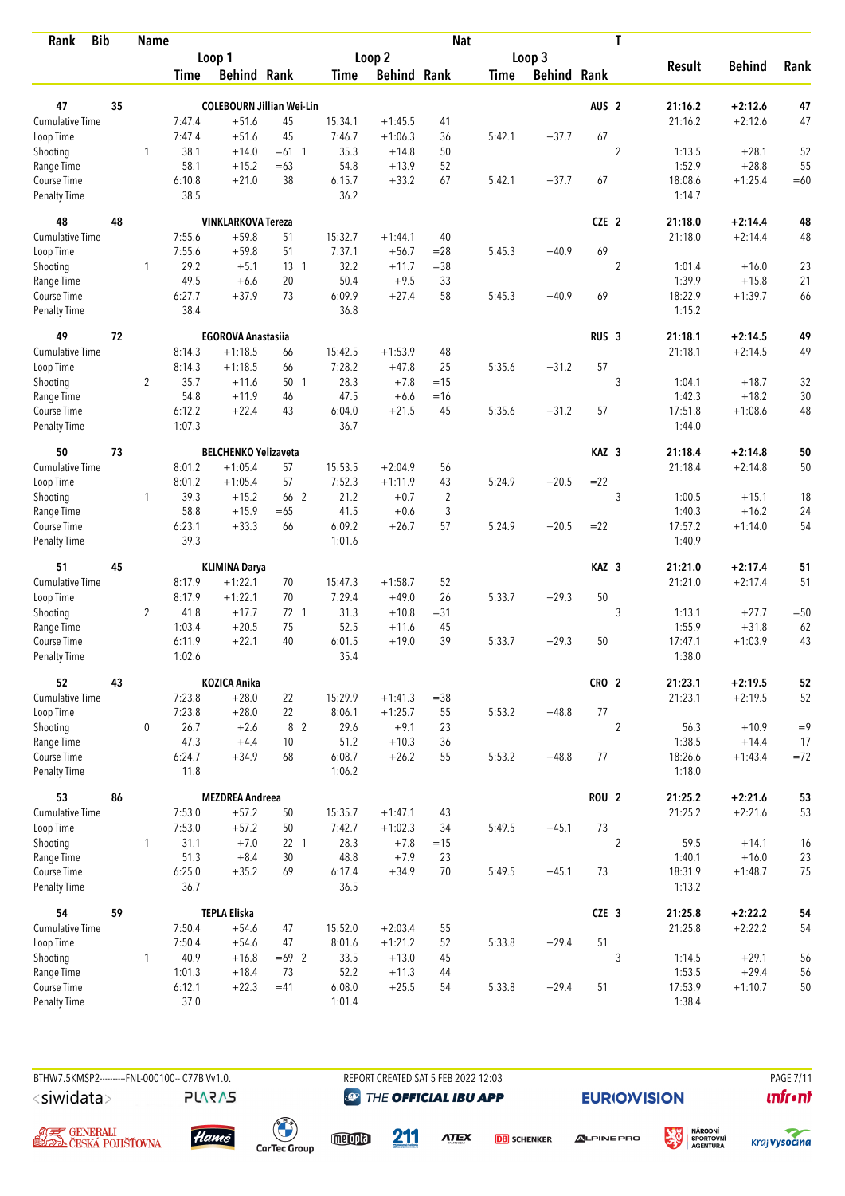| Rank | Bib | Name | | Loop 1 Time | Loop 1 Behind | Loop 1 Rank | Loop 2 Time | Loop 2 Behind | Loop 2 Rank | Loop 3 Time | Loop 3 Behind | Loop 3 Rank | Nat | T | Result | Behind | Rank |
|---|---|---|---|---|---|---|---|---|---|---|---|---|---|---|---|---|---|
| 47 | 35 | COLEBOURN Jillian Wei-Lin | | | | | | | | | | | AUS | 2 | 21:16.2 | +2:12.6 | 47 |
| | | Cumulative Time | | 7:47.4 | +51.6 | 45 | 15:34.1 | +1:45.5 | 41 | | | | | | 21:16.2 | +2:12.6 | 47 |
| | | Loop Time | | 7:47.4 | +51.6 | 45 | 7:46.7 | +1:06.3 | 36 | 5:42.1 | +37.7 | 67 | | | | | |
| | | Shooting | 1 | 38.1 | +14.0 | =61 1 | 35.3 | +14.8 | 50 | | | | | 2 | 1:13.5 | +28.1 | 52 |
| | | Range Time | | 58.1 | +15.2 | =63 | 54.8 | +13.9 | 52 | | | | | | 1:52.9 | +28.8 | 55 |
| | | Course Time | | 6:10.8 | +21.0 | 38 | 6:15.7 | +33.2 | 67 | 5:42.1 | +37.7 | 67 | | | 18:08.6 | +1:25.4 | =60 |
| | | Penalty Time | | 38.5 | | | 36.2 | | | | | | | | 1:14.7 | | |
| 48 | 48 | VINKLARKOVA Tereza | | | | | | | | | | | CZE | 2 | 21:18.0 | +2:14.4 | 48 |
| | | Cumulative Time | | 7:55.6 | +59.8 | 51 | 15:32.7 | +1:44.1 | 40 | | | | | | 21:18.0 | +2:14.4 | 48 |
| | | Loop Time | | 7:55.6 | +59.8 | 51 | 7:37.1 | +56.7 | =28 | 5:45.3 | +40.9 | 69 | | | | | |
| | | Shooting | 1 | 29.2 | +5.1 | 13 1 | 32.2 | +11.7 | =38 | | | | | 2 | 1:01.4 | +16.0 | 23 |
| | | Range Time | | 49.5 | +6.6 | 20 | 50.4 | +9.5 | 33 | | | | | | 1:39.9 | +15.8 | 21 |
| | | Course Time | | 6:27.7 | +37.9 | 73 | 6:09.9 | +27.4 | 58 | 5:45.3 | +40.9 | 69 | | | 18:22.9 | +1:39.7 | 66 |
| | | Penalty Time | | 38.4 | | | 36.8 | | | | | | | | 1:15.2 | | |
| 49 | 72 | EGOROVA Anastasiia | | | | | | | | | | | RUS | 3 | 21:18.1 | +2:14.5 | 49 |
| | | Cumulative Time | | 8:14.3 | +1:18.5 | 66 | 15:42.5 | +1:53.9 | 48 | | | | | | 21:18.1 | +2:14.5 | 49 |
| | | Loop Time | | 8:14.3 | +1:18.5 | 66 | 7:28.2 | +47.8 | 25 | 5:35.6 | +31.2 | 57 | | | | | |
| | | Shooting | 2 | 35.7 | +11.6 | 50 1 | 28.3 | +7.8 | =15 | | | | | 3 | 1:04.1 | +18.7 | 32 |
| | | Range Time | | 54.8 | +11.9 | 46 | 47.5 | +6.6 | =16 | | | | | | 1:42.3 | +18.2 | 30 |
| | | Course Time | | 6:12.2 | +22.4 | 43 | 6:04.0 | +21.5 | 45 | 5:35.6 | +31.2 | 57 | | | 17:51.8 | +1:08.6 | 48 |
| | | Penalty Time | | 1:07.3 | | | 36.7 | | | | | | | | 1:44.0 | | |
| 50 | 73 | BELCHENKO Yelizaveta | | | | | | | | | | | KAZ | 3 | 21:18.4 | +2:14.8 | 50 |
| | | Cumulative Time | | 8:01.2 | +1:05.4 | 57 | 15:53.5 | +2:04.9 | 56 | | | | | | 21:18.4 | +2:14.8 | 50 |
| | | Loop Time | | 8:01.2 | +1:05.4 | 57 | 7:52.3 | +1:11.9 | 43 | 5:24.9 | +20.5 | =22 | | | | | |
| | | Shooting | 1 | 39.3 | +15.2 | 66 2 | 21.2 | +0.7 | 2 | | | | | 3 | 1:00.5 | +15.1 | 18 |
| | | Range Time | | 58.8 | +15.9 | =65 | 41.5 | +0.6 | 3 | | | | | | 1:40.3 | +16.2 | 24 |
| | | Course Time | | 6:23.1 | +33.3 | 66 | 6:09.2 | +26.7 | 57 | 5:24.9 | +20.5 | =22 | | | 17:57.2 | +1:14.0 | 54 |
| | | Penalty Time | | 39.3 | | | 1:01.6 | | | | | | | | 1:40.9 | | |
| 51 | 45 | KLIMINA Darya | | | | | | | | | | | KAZ | 3 | 21:21.0 | +2:17.4 | 51 |
| | | Cumulative Time | | 8:17.9 | +1:22.1 | 70 | 15:47.3 | +1:58.7 | 52 | | | | | | 21:21.0 | +2:17.4 | 51 |
| | | Loop Time | | 8:17.9 | +1:22.1 | 70 | 7:29.4 | +49.0 | 26 | 5:33.7 | +29.3 | 50 | | | | | |
| | | Shooting | 2 | 41.8 | +17.7 | 72 1 | 31.3 | +10.8 | =31 | | | | | 3 | 1:13.1 | +27.7 | =50 |
| | | Range Time | | 1:03.4 | +20.5 | 75 | 52.5 | +11.6 | 45 | | | | | | 1:55.9 | +31.8 | 62 |
| | | Course Time | | 6:11.9 | +22.1 | 40 | 6:01.5 | +19.0 | 39 | 5:33.7 | +29.3 | 50 | | | 17:47.1 | +1:03.9 | 43 |
| | | Penalty Time | | 1:02.6 | | | 35.4 | | | | | | | | 1:38.0 | | |
| 52 | 43 | KOZICA Anika | | | | | | | | | | | CRO | 2 | 21:23.1 | +2:19.5 | 52 |
| | | Cumulative Time | | 7:23.8 | +28.0 | 22 | 15:29.9 | +1:41.3 | =38 | | | | | | 21:23.1 | +2:19.5 | 52 |
| | | Loop Time | | 7:23.8 | +28.0 | 22 | 8:06.1 | +1:25.7 | 55 | 5:53.2 | +48.8 | 77 | | | | | |
| | | Shooting | 0 | 26.7 | +2.6 | 8 2 | 29.6 | +9.1 | 23 | | | | | 2 | 56.3 | +10.9 | =9 |
| | | Range Time | | 47.3 | +4.4 | 10 | 51.2 | +10.3 | 36 | | | | | | 1:38.5 | +14.4 | 17 |
| | | Course Time | | 6:24.7 | +34.9 | 68 | 6:08.7 | +26.2 | 55 | 5:53.2 | +48.8 | 77 | | | 18:26.6 | +1:43.4 | =72 |
| | | Penalty Time | | 11.8 | | | 1:06.2 | | | | | | | | 1:18.0 | | |
| 53 | 86 | MEZDREA Andreea | | | | | | | | | | | ROU | 2 | 21:25.2 | +2:21.6 | 53 |
| | | Cumulative Time | | 7:53.0 | +57.2 | 50 | 15:35.7 | +1:47.1 | 43 | | | | | | 21:25.2 | +2:21.6 | 53 |
| | | Loop Time | | 7:53.0 | +57.2 | 50 | 7:42.7 | +1:02.3 | 34 | 5:49.5 | +45.1 | 73 | | | | | |
| | | Shooting | 1 | 31.1 | +7.0 | 22 1 | 28.3 | +7.8 | =15 | | | | | 2 | 59.5 | +14.1 | 16 |
| | | Range Time | | 51.3 | +8.4 | 30 | 48.8 | +7.9 | 23 | | | | | | 1:40.1 | +16.0 | 23 |
| | | Course Time | | 6:25.0 | +35.2 | 69 | 6:17.4 | +34.9 | 70 | 5:49.5 | +45.1 | 73 | | | 18:31.9 | +1:48.7 | 75 |
| | | Penalty Time | | 36.7 | | | 36.5 | | | | | | | | 1:13.2 | | |
| 54 | 59 | TEPLA Eliska | | | | | | | | | | | CZE | 3 | 21:25.8 | +2:22.2 | 54 |
| | | Cumulative Time | | 7:50.4 | +54.6 | 47 | 15:52.0 | +2:03.4 | 55 | | | | | | 21:25.8 | +2:22.2 | 54 |
| | | Loop Time | | 7:50.4 | +54.6 | 47 | 8:01.6 | +1:21.2 | 52 | 5:33.8 | +29.4 | 51 | | | | | |
| | | Shooting | 1 | 40.9 | +16.8 | =69 2 | 33.5 | +13.0 | 45 | | | | | 3 | 1:14.5 | +29.1 | 56 |
| | | Range Time | | 1:01.3 | +18.4 | 73 | 52.2 | +11.3 | 44 | | | | | | 1:53.5 | +29.4 | 56 |
| | | Course Time | | 6:12.1 | +22.3 | =41 | 6:08.0 | +25.5 | 54 | 5:33.8 | +29.4 | 51 | | | 17:53.9 | +1:10.7 | 50 |
| | | Penalty Time | | 37.0 | | | 1:01.4 | | | | | | | | 1:38.4 | | |

BTHW7.5KMSP2---------FNL-000100-- C77B Vv1.0. REPORT CREATED SAT 5 FEB 2022 12:03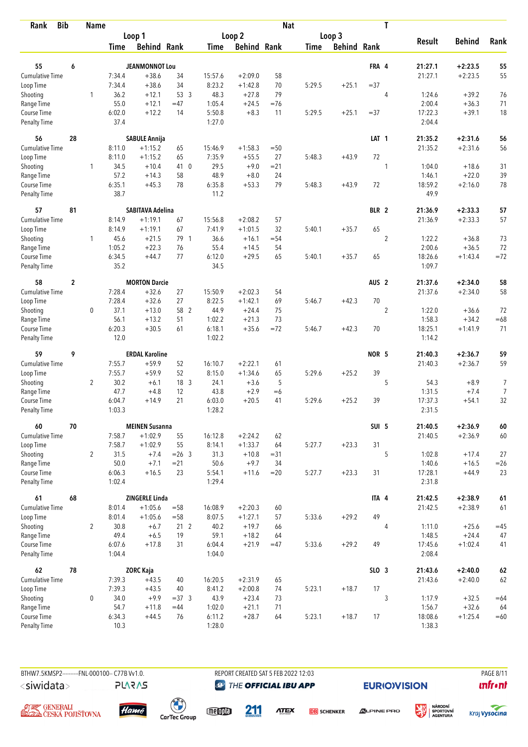| Rank | Bib | Name | | | | | | | Nat | | | T | | | |
|---|---|---|---|---|---|---|---|---|---|---|---|---|---|---|---|
| | | | Loop 1 | | | Loop 2 | | | Loop 3 | | | | Result | Behind | Rank |
| | | | Time | Behind | Rank | Time | Behind | Rank | Time | Behind | Rank | | | | |
| **55** | **6** | **JEANMONNOT Lou** | | | | | | | | | **FRA** | **4** | **21:27.1** | **+2:23.5** | **55** |
| Cumulative Time | | | 7:34.4 | +38.6 | 34 | 15:57.6 | +2:09.0 | 58 | | | | | 21:27.1 | +2:23.5 | 55 |
| Loop Time | | | 7:34.4 | +38.6 | 34 | 8:23.2 | +1:42.8 | 70 | 5:29.5 | +25.1 | =37 | | | | |
| Shooting | | 1 | 36.2 | +12.1 | 53 3 | 48.3 | +27.8 | 79 | | | | 4 | 1:24.6 | +39.2 | 76 |
| Range Time | | | 55.0 | +12.1 | =47 | 1:05.4 | +24.5 | =76 | | | | | 2:00.4 | +36.3 | 71 |
| Course Time | | | 6:02.0 | +12.2 | 14 | 5:50.8 | +8.3 | 11 | 5:29.5 | +25.1 | =37 | | 17:22.3 | +39.1 | 18 |
| Penalty Time | | | 37.4 | | | 1:27.0 | | | | | | | 2:04.4 | | |
| **56** | **28** | **SABULE Annija** | | | | | | | | | **LAT** | **1** | **21:35.2** | **+2:31.6** | **56** |
| Cumulative Time | | | 8:11.0 | +1:15.2 | 65 | 15:46.9 | +1:58.3 | =50 | | | | | 21:35.2 | +2:31.6 | 56 |
| Loop Time | | | 8:11.0 | +1:15.2 | 65 | 7:35.9 | +55.5 | 27 | 5:48.3 | +43.9 | 72 | | | | |
| Shooting | | 1 | 34.5 | +10.4 | 41 0 | 29.5 | +9.0 | =21 | | | | 1 | 1:04.0 | +18.6 | 31 |
| Range Time | | | 57.2 | +14.3 | 58 | 48.9 | +8.0 | 24 | | | | | 1:46.1 | +22.0 | 39 |
| Course Time | | | 6:35.1 | +45.3 | 78 | 6:35.8 | +53.3 | 79 | 5:48.3 | +43.9 | 72 | | 18:59.2 | +2:16.0 | 78 |
| Penalty Time | | | 38.7 | | | 11.2 | | | | | | | 49.9 | | |
| **57** | **81** | **SABITAVA Adelina** | | | | | | | | | **BLR** | **2** | **21:36.9** | **+2:33.3** | **57** |
| Cumulative Time | | | 8:14.9 | +1:19.1 | 67 | 15:56.8 | +2:08.2 | 57 | | | | | 21:36.9 | +2:33.3 | 57 |
| Loop Time | | | 8:14.9 | +1:19.1 | 67 | 7:41.9 | +1:01.5 | 32 | 5:40.1 | +35.7 | 65 | | | | |
| Shooting | | 1 | 45.6 | +21.5 | 79 1 | 36.6 | +16.1 | =54 | | | | 2 | 1:22.2 | +36.8 | 73 |
| Range Time | | | 1:05.2 | +22.3 | 76 | 55.4 | +14.5 | 54 | | | | | 2:00.6 | +36.5 | 72 |
| Course Time | | | 6:34.5 | +44.7 | 77 | 6:12.0 | +29.5 | 65 | 5:40.1 | +35.7 | 65 | | 18:26.6 | +1:43.4 | =72 |
| Penalty Time | | | 35.2 | | | 34.5 | | | | | | | 1:09.7 | | |
| **58** | **2** | **MORTON Darcie** | | | | | | | | | **AUS** | **2** | **21:37.6** | **+2:34.0** | **58** |
| Cumulative Time | | | 7:28.4 | +32.6 | 27 | 15:50.9 | +2:02.3 | 54 | | | | | 21:37.6 | +2:34.0 | 58 |
| Loop Time | | | 7:28.4 | +32.6 | 27 | 8:22.5 | +1:42.1 | 69 | 5:46.7 | +42.3 | 70 | | | | |
| Shooting | | 0 | 37.1 | +13.0 | 58 2 | 44.9 | +24.4 | 75 | | | | 2 | 1:22.0 | +36.6 | 72 |
| Range Time | | | 56.1 | +13.2 | 51 | 1:02.2 | +21.3 | 73 | | | | | 1:58.3 | +34.2 | =68 |
| Course Time | | | 6:20.3 | +30.5 | 61 | 6:18.1 | +35.6 | =72 | 5:46.7 | +42.3 | 70 | | 18:25.1 | +1:41.9 | 71 |
| Penalty Time | | | 12.0 | | | 1:02.2 | | | | | | | 1:14.2 | | |
| **59** | **9** | **ERDAL Karoline** | | | | | | | | | **NOR** | **5** | **21:40.3** | **+2:36.7** | **59** |
| Cumulative Time | | | 7:55.7 | +59.9 | 52 | 16:10.7 | +2:22.1 | 61 | | | | | 21:40.3 | +2:36.7 | 59 |
| Loop Time | | | 7:55.7 | +59.9 | 52 | 8:15.0 | +1:34.6 | 65 | 5:29.6 | +25.2 | 39 | | | | |
| Shooting | | 2 | 30.2 | +6.1 | 18 3 | 24.1 | +3.6 | 5 | | | | 5 | 54.3 | +8.9 | 7 |
| Range Time | | | 47.7 | +4.8 | 12 | 43.8 | +2.9 | =6 | | | | | 1:31.5 | +7.4 | 7 |
| Course Time | | | 6:04.7 | +14.9 | 21 | 6:03.0 | +20.5 | 41 | 5:29.6 | +25.2 | 39 | | 17:37.3 | +54.1 | 32 |
| Penalty Time | | | 1:03.3 | | | 1:28.2 | | | | | | | 2:31.5 | | |
| **60** | **70** | **MEINEN Susanna** | | | | | | | | | **SUI** | **5** | **21:40.5** | **+2:36.9** | **60** |
| Cumulative Time | | | 7:58.7 | +1:02.9 | 55 | 16:12.8 | +2:24.2 | 62 | | | | | 21:40.5 | +2:36.9 | 60 |
| Loop Time | | | 7:58.7 | +1:02.9 | 55 | 8:14.1 | +1:33.7 | 64 | 5:27.7 | +23.3 | 31 | | | | |
| Shooting | | 2 | 31.5 | +7.4 | =26 3 | 31.3 | +10.8 | =31 | | | | 5 | 1:02.8 | +17.4 | 27 |
| Range Time | | | 50.0 | +7.1 | =21 | 50.6 | +9.7 | 34 | | | | | 1:40.6 | +16.5 | =26 |
| Course Time | | | 6:06.3 | +16.5 | 23 | 5:54.1 | +11.6 | =20 | 5:27.7 | +23.3 | 31 | | 17:28.1 | +44.9 | 23 |
| Penalty Time | | | 1:02.4 | | | 1:29.4 | | | | | | | 2:31.8 | | |
| **61** | **68** | **ZINGERLE Linda** | | | | | | | | | **ITA** | **4** | **21:42.5** | **+2:38.9** | **61** |
| Cumulative Time | | | 8:01.4 | +1:05.6 | =58 | 16:08.9 | +2:20.3 | 60 | | | | | 21:42.5 | +2:38.9 | 61 |
| Loop Time | | | 8:01.4 | +1:05.6 | =58 | 8:07.5 | +1:27.1 | 57 | 5:33.6 | +29.2 | 49 | | | | |
| Shooting | | 2 | 30.8 | +6.7 | 21 2 | 40.2 | +19.7 | 66 | | | | 4 | 1:11.0 | +25.6 | =45 |
| Range Time | | | 49.4 | +6.5 | 19 | 59.1 | +18.2 | 64 | | | | | 1:48.5 | +24.4 | 47 |
| Course Time | | | 6:07.6 | +17.8 | 31 | 6:04.4 | +21.9 | =47 | 5:33.6 | +29.2 | 49 | | 17:45.6 | +1:02.4 | 41 |
| Penalty Time | | | 1:04.4 | | | 1:04.0 | | | | | | | 2:08.4 | | |
| **62** | **78** | **ZORC Kaja** | | | | | | | | | **SLO** | **3** | **21:43.6** | **+2:40.0** | **62** |
| Cumulative Time | | | 7:39.3 | +43.5 | 40 | 16:20.5 | +2:31.9 | 65 | | | | | 21:43.6 | +2:40.0 | 62 |
| Loop Time | | | 7:39.3 | +43.5 | 40 | 8:41.2 | +2:00.8 | 74 | 5:23.1 | +18.7 | 17 | | | | |
| Shooting | | 0 | 34.0 | +9.9 | =37 3 | 43.9 | +23.4 | 73 | | | | 3 | 1:17.9 | +32.5 | =64 |
| Range Time | | | 54.7 | +11.8 | =44 | 1:02.0 | +21.1 | 71 | | | | | 1:56.7 | +32.6 | 64 |
| Course Time | | | 6:34.3 | +44.5 | 76 | 6:11.2 | +28.7 | 64 | 5:23.1 | +18.7 | 17 | | 18:08.6 | +1:25.4 | =60 |
| Penalty Time | | | 10.3 | | | 1:28.0 | | | | | | | 1:38.3 | | |

BTHW7.5KMSP2-----------FNL-000100-- C77B Vv1.0. REPORT CREATED SAT 5 FEB 2022 12:03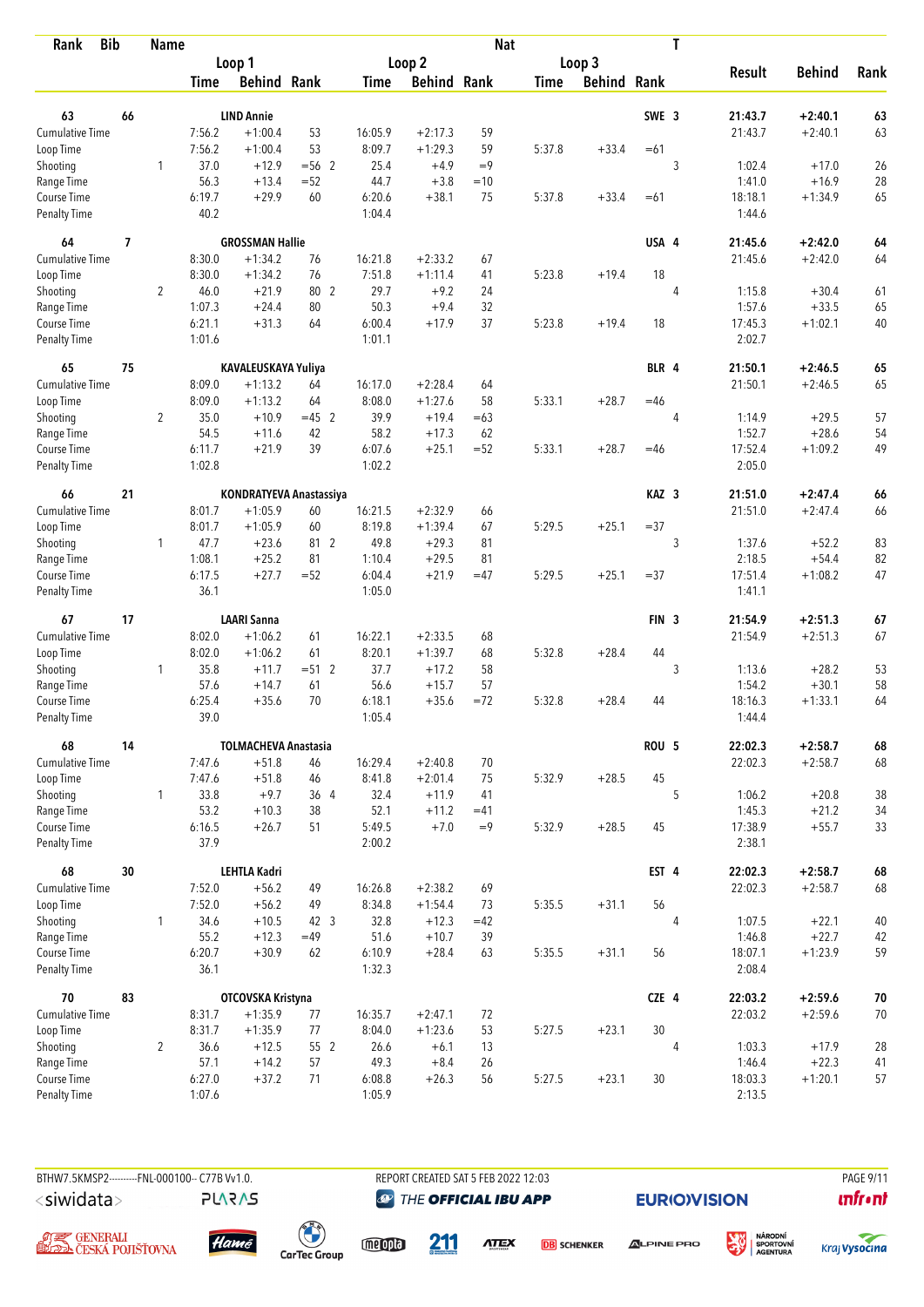| Rank | Bib | Name | Loop 1 Time | Loop 1 Behind | Loop 1 Rank | Loop 2 Time | Loop 2 Behind | Loop 2 Rank | Loop 3 Time | Loop 3 Behind | Loop 3 Rank | Nat | T | Result | Behind | Rank |
|---|---|---|---|---|---|---|---|---|---|---|---|---|---|---|---|---|
| 63 | 66 | LIND Annie | | | | | | | | | | SWE | 3 | 21:43.7 | +2:40.1 | 63 |
| Cumulative Time | | | 7:56.2 | +1:00.4 | 53 | 16:05.9 | +2:17.3 | 59 | | | | | | 21:43.7 | +2:40.1 | 63 |
| Loop Time | | | 7:56.2 | +1:00.4 | 53 | 8:09.7 | +1:29.3 | 59 | 5:37.8 | +33.4 | =61 | | | | | |
| Shooting | | 1 | 37.0 | +12.9 | =56 2 | 25.4 | +4.9 | =9 | | | | | 3 | 1:02.4 | +17.0 | 26 |
| Range Time | | | 56.3 | +13.4 | =52 | 44.7 | +3.8 | =10 | | | | | | 1:41.0 | +16.9 | 28 |
| Course Time | | | 6:19.7 | +29.9 | 60 | 6:20.6 | +38.1 | 75 | 5:37.8 | +33.4 | =61 | | | 18:18.1 | +1:34.9 | 65 |
| Penalty Time | | | 40.2 | | | 1:04.4 | | | | | | | | 1:44.6 | | |
| 64 | 7 | GROSSMAN Hallie | | | | | | | | | | USA | 4 | 21:45.6 | +2:42.0 | 64 |
| Cumulative Time | | | 8:30.0 | +1:34.2 | 76 | 16:21.8 | +2:33.2 | 67 | | | | | | 21:45.6 | +2:42.0 | 64 |
| Loop Time | | | 8:30.0 | +1:34.2 | 76 | 7:51.8 | +1:11.4 | 41 | 5:23.8 | +19.4 | 18 | | | | | |
| Shooting | | 2 | 46.0 | +21.9 | 80 2 | 29.7 | +9.2 | 24 | | | | | 4 | 1:15.8 | +30.4 | 61 |
| Range Time | | | 1:07.3 | +24.4 | 80 | 50.3 | +9.4 | 32 | | | | | | 1:57.6 | +33.5 | 65 |
| Course Time | | | 6:21.1 | +31.3 | 64 | 6:00.4 | +17.9 | 37 | 5:23.8 | +19.4 | 18 | | | 17:45.3 | +1:02.1 | 40 |
| Penalty Time | | | 1:01.6 | | | 1:01.1 | | | | | | | | 2:02.7 | | |
| 65 | 75 | KAVALEUSKAYA Yuliya | | | | | | | | | | BLR | 4 | 21:50.1 | +2:46.5 | 65 |
| Cumulative Time | | | 8:09.0 | +1:13.2 | 64 | 16:17.0 | +2:28.4 | 64 | | | | | | 21:50.1 | +2:46.5 | 65 |
| Loop Time | | | 8:09.0 | +1:13.2 | 64 | 8:08.0 | +1:27.6 | 58 | 5:33.1 | +28.7 | =46 | | | | | |
| Shooting | | 2 | 35.0 | +10.9 | =45 2 | 39.9 | +19.4 | =63 | | | | | 4 | 1:14.9 | +29.5 | 57 |
| Range Time | | | 54.5 | +11.6 | 42 | 58.2 | +17.3 | 62 | | | | | | 1:52.7 | +28.6 | 54 |
| Course Time | | | 6:11.7 | +21.9 | 39 | 6:07.6 | +25.1 | =52 | 5:33.1 | +28.7 | =46 | | | 17:52.4 | +1:09.2 | 49 |
| Penalty Time | | | 1:02.8 | | | 1:02.2 | | | | | | | | 2:05.0 | | |
| 66 | 21 | KONDRATYEVA Anastassiya | | | | | | | | | | KAZ | 3 | 21:51.0 | +2:47.4 | 66 |
| Cumulative Time | | | 8:01.7 | +1:05.9 | 60 | 16:21.5 | +2:32.9 | 66 | | | | | | 21:51.0 | +2:47.4 | 66 |
| Loop Time | | | 8:01.7 | +1:05.9 | 60 | 8:19.8 | +1:39.4 | 67 | 5:29.5 | +25.1 | =37 | | | | | |
| Shooting | | 1 | 47.7 | +23.6 | 81 2 | 49.8 | +29.3 | 81 | | | | | 3 | 1:37.6 | +52.2 | 83 |
| Range Time | | | 1:08.1 | +25.2 | 81 | 1:10.4 | +29.5 | 81 | | | | | | 2:18.5 | +54.4 | 82 |
| Course Time | | | 6:17.5 | +27.7 | =52 | 6:04.4 | +21.9 | =47 | 5:29.5 | +25.1 | =37 | | | 17:51.4 | +1:08.2 | 47 |
| Penalty Time | | | 36.1 | | | 1:05.0 | | | | | | | | 1:41.1 | | |
| 67 | 17 | LAARI Sanna | | | | | | | | | | FIN | 3 | 21:54.9 | +2:51.3 | 67 |
| Cumulative Time | | | 8:02.0 | +1:06.2 | 61 | 16:22.1 | +2:33.5 | 68 | | | | | | 21:54.9 | +2:51.3 | 67 |
| Loop Time | | | 8:02.0 | +1:06.2 | 61 | 8:20.1 | +1:39.7 | 68 | 5:32.8 | +28.4 | 44 | | | | | |
| Shooting | | 1 | 35.8 | +11.7 | =51 2 | 37.7 | +17.2 | 58 | | | | | 3 | 1:13.6 | +28.2 | 53 |
| Range Time | | | 57.6 | +14.7 | 61 | 56.6 | +15.7 | 57 | | | | | | 1:54.2 | +30.1 | 58 |
| Course Time | | | 6:25.4 | +35.6 | 70 | 6:18.1 | +35.6 | =72 | 5:32.8 | +28.4 | 44 | | | 18:16.3 | +1:33.1 | 64 |
| Penalty Time | | | 39.0 | | | 1:05.4 | | | | | | | | 1:44.4 | | |
| 68 | 14 | TOLMACHEVA Anastasia | | | | | | | | | | ROU | 5 | 22:02.3 | +2:58.7 | 68 |
| Cumulative Time | | | 7:47.6 | +51.8 | 46 | 16:29.4 | +2:40.8 | 70 | | | | | | 22:02.3 | +2:58.7 | 68 |
| Loop Time | | | 7:47.6 | +51.8 | 46 | 8:41.8 | +2:01.4 | 75 | 5:32.9 | +28.5 | 45 | | | | | |
| Shooting | | 1 | 33.8 | +9.7 | 36 4 | 32.4 | +11.9 | 41 | | | | | 5 | 1:06.2 | +20.8 | 38 |
| Range Time | | | 53.2 | +10.3 | 38 | 52.1 | +11.2 | =41 | | | | | | 1:45.3 | +21.2 | 34 |
| Course Time | | | 6:16.5 | +26.7 | 51 | 5:49.5 | +7.0 | =9 | 5:32.9 | +28.5 | 45 | | | 17:38.9 | +55.7 | 33 |
| Penalty Time | | | 37.9 | | | 2:00.2 | | | | | | | | 2:38.1 | | |
| 68 | 30 | LEHTLA Kadri | | | | | | | | | | EST | 4 | 22:02.3 | +2:58.7 | 68 |
| Cumulative Time | | | 7:52.0 | +56.2 | 49 | 16:26.8 | +2:38.2 | 69 | | | | | | 22:02.3 | +2:58.7 | 68 |
| Loop Time | | | 7:52.0 | +56.2 | 49 | 8:34.8 | +1:54.4 | 73 | 5:35.5 | +31.1 | 56 | | | | | |
| Shooting | | 1 | 34.6 | +10.5 | 42 3 | 32.8 | +12.3 | =42 | | | | | 4 | 1:07.5 | +22.1 | 40 |
| Range Time | | | 55.2 | +12.3 | =49 | 51.6 | +10.7 | 39 | | | | | | 1:46.8 | +22.7 | 42 |
| Course Time | | | 6:20.7 | +30.9 | 62 | 6:10.9 | +28.4 | 63 | 5:35.5 | +31.1 | 56 | | | 18:07.1 | +1:23.9 | 59 |
| Penalty Time | | | 36.1 | | | 1:32.3 | | | | | | | | 2:08.4 | | |
| 70 | 83 | OTCOVSKA Kristyna | | | | | | | | | | CZE | 4 | 22:03.2 | +2:59.6 | 70 |
| Cumulative Time | | | 8:31.7 | +1:35.9 | 77 | 16:35.7 | +2:47.1 | 72 | | | | | | 22:03.2 | +2:59.6 | 70 |
| Loop Time | | | 8:31.7 | +1:35.9 | 77 | 8:04.0 | +1:23.6 | 53 | 5:27.5 | +23.1 | 30 | | | | | |
| Shooting | | 2 | 36.6 | +12.5 | 55 2 | 26.6 | +6.1 | 13 | | | | | 4 | 1:03.3 | +17.9 | 28 |
| Range Time | | | 57.1 | +14.2 | 57 | 49.3 | +8.4 | 26 | | | | | | 1:46.4 | +22.3 | 41 |
| Course Time | | | 6:27.0 | +37.2 | 71 | 6:08.8 | +26.3 | 56 | 5:27.5 | +23.1 | 30 | | | 18:03.3 | +1:20.1 | 57 |
| Penalty Time | | | 1:07.6 | | | 1:05.9 | | | | | | | | 2:13.5 | | |

BTHW7.5KMSP2----------FNL-000100-- C77B Vv1.0. REPORT CREATED SAT 5 FEB 2022 12:03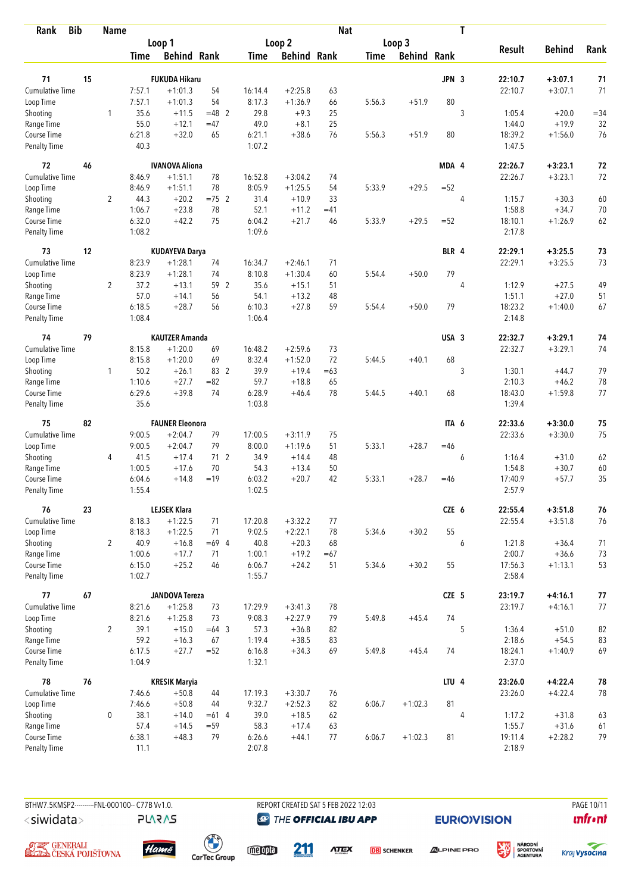| Rank | Bib | Name | | Loop 1 | | | Loop 2 | | | Loop 3 | | | Nat | T | Result | Behind | Rank |
|---|---|---|---|---|---|---|---|---|---|---|---|---|---|---|---|---|---|
| | | | | Time | Behind | Rank | Time | Behind | Rank | Time | Behind | Rank | | | | | |
| 71 | 15 | FUKUDA Hikaru | | | | | | | | | | | JPN | 3 | 22:10.7 | +3:07.1 | 71 |
| Cumulative Time | | | | 7:57.1 | +1:01.3 | 54 | 16:14.4 | +2:25.8 | 63 | | | | | | 22:10.7 | +3:07.1 | 71 |
| Loop Time | | | | 7:57.1 | +1:01.3 | 54 | 8:17.3 | +1:36.9 | 66 | 5:56.3 | +51.9 | 80 | | | | | |
| Shooting | | | 1 | 35.6 | +11.5 | =48 2 | 29.8 | +9.3 | 25 | | | | | 3 | 1:05.4 | +20.0 | =34 |
| Range Time | | | | 55.0 | +12.1 | =47 | 49.0 | +8.1 | 25 | | | | | | 1:44.0 | +19.9 | 32 |
| Course Time | | | | 6:21.8 | +32.0 | 65 | 6:21.1 | +38.6 | 76 | 5:56.3 | +51.9 | 80 | | | 18:39.2 | +1:56.0 | 76 |
| Penalty Time | | | | 40.3 | | | 1:07.2 | | | | | | | | 1:47.5 | | |
| 72 | 46 | IVANOVA Aliona | | | | | | | | | | | MDA | 4 | 22:26.7 | +3:23.1 | 72 |
| Cumulative Time | | | | 8:46.9 | +1:51.1 | 78 | 16:52.8 | +3:04.2 | 74 | | | | | | 22:26.7 | +3:23.1 | 72 |
| Loop Time | | | | 8:46.9 | +1:51.1 | 78 | 8:05.9 | +1:25.5 | 54 | 5:33.9 | +29.5 | =52 | | | | | |
| Shooting | | | 2 | 44.3 | +20.2 | =75 2 | 31.4 | +10.9 | 33 | | | | | 4 | 1:15.7 | +30.3 | 60 |
| Range Time | | | | 1:06.7 | +23.8 | 78 | 52.1 | +11.2 | =41 | | | | | | 1:58.8 | +34.7 | 70 |
| Course Time | | | | 6:32.0 | +42.2 | 75 | 6:04.2 | +21.7 | 46 | 5:33.9 | +29.5 | =52 | | | 18:10.1 | +1:26.9 | 62 |
| Penalty Time | | | | 1:08.2 | | | 1:09.6 | | | | | | | | 2:17.8 | | |
| 73 | 12 | KUDAYEVA Darya | | | | | | | | | | | BLR | 4 | 22:29.1 | +3:25.5 | 73 |
| Cumulative Time | | | | 8:23.9 | +1:28.1 | 74 | 16:34.7 | +2:46.1 | 71 | | | | | | 22:29.1 | +3:25.5 | 73 |
| Loop Time | | | | 8:23.9 | +1:28.1 | 74 | 8:10.8 | +1:30.4 | 60 | 5:54.4 | +50.0 | 79 | | | | | |
| Shooting | | | 2 | 37.2 | +13.1 | 59 2 | 35.6 | +15.1 | 51 | | | | | 4 | 1:12.9 | +27.5 | 49 |
| Range Time | | | | 57.0 | +14.1 | 56 | 54.1 | +13.2 | 48 | | | | | | 1:51.1 | +27.0 | 51 |
| Course Time | | | | 6:18.5 | +28.7 | 56 | 6:10.3 | +27.8 | 59 | 5:54.4 | +50.0 | 79 | | | 18:23.2 | +1:40.0 | 67 |
| Penalty Time | | | | 1:08.4 | | | 1:06.4 | | | | | | | | 2:14.8 | | |
| 74 | 79 | KAUTZER Amanda | | | | | | | | | | | USA | 3 | 22:32.7 | +3:29.1 | 74 |
| Cumulative Time | | | | 8:15.8 | +1:20.0 | 69 | 16:48.2 | +2:59.6 | 73 | | | | | | 22:32.7 | +3:29.1 | 74 |
| Loop Time | | | | 8:15.8 | +1:20.0 | 69 | 8:32.4 | +1:52.0 | 72 | 5:44.5 | +40.1 | 68 | | | | | |
| Shooting | | | 1 | 50.2 | +26.1 | 83 2 | 39.9 | +19.4 | =63 | | | | | 3 | 1:30.1 | +44.7 | 79 |
| Range Time | | | | 1:10.6 | +27.7 | =82 | 59.7 | +18.8 | 65 | | | | | | 2:10.3 | +46.2 | 78 |
| Course Time | | | | 6:29.6 | +39.8 | 74 | 6:28.9 | +46.4 | 78 | 5:44.5 | +40.1 | 68 | | | 18:43.0 | +1:59.8 | 77 |
| Penalty Time | | | | 35.6 | | | 1:03.8 | | | | | | | | 1:39.4 | | |
| 75 | 82 | FAUNER Eleonora | | | | | | | | | | | ITA | 6 | 22:33.6 | +3:30.0 | 75 |
| Cumulative Time | | | | 9:00.5 | +2:04.7 | 79 | 17:00.5 | +3:11.9 | 75 | | | | | | 22:33.6 | +3:30.0 | 75 |
| Loop Time | | | | 9:00.5 | +2:04.7 | 79 | 8:00.0 | +1:19.6 | 51 | 5:33.1 | +28.7 | =46 | | | | | |
| Shooting | | | 4 | 41.5 | +17.4 | 71 2 | 34.9 | +14.4 | 48 | | | | | 6 | 1:16.4 | +31.0 | 62 |
| Range Time | | | | 1:00.5 | +17.6 | 70 | 54.3 | +13.4 | 50 | | | | | | 1:54.8 | +30.7 | 60 |
| Course Time | | | | 6:04.6 | +14.8 | =19 | 6:03.2 | +20.7 | 42 | 5:33.1 | +28.7 | =46 | | | 17:40.9 | +57.7 | 35 |
| Penalty Time | | | | 1:55.4 | | | 1:02.5 | | | | | | | | 2:57.9 | | |
| 76 | 23 | LEJSEK Klara | | | | | | | | | | | CZE | 6 | 22:55.4 | +3:51.8 | 76 |
| Cumulative Time | | | | 8:18.3 | +1:22.5 | 71 | 17:20.8 | +3:32.2 | 77 | | | | | | 22:55.4 | +3:51.8 | 76 |
| Loop Time | | | | 8:18.3 | +1:22.5 | 71 | 9:02.5 | +2:22.1 | 78 | 5:34.6 | +30.2 | 55 | | | | | |
| Shooting | | | 2 | 40.9 | +16.8 | =69 4 | 40.8 | +20.3 | 68 | | | | | 6 | 1:21.8 | +36.4 | 71 |
| Range Time | | | | 1:00.6 | +17.7 | 71 | 1:00.1 | +19.2 | =67 | | | | | | 2:00.7 | +36.6 | 73 |
| Course Time | | | | 6:15.0 | +25.2 | 46 | 6:06.7 | +24.2 | 51 | 5:34.6 | +30.2 | 55 | | | 17:56.3 | +1:13.1 | 53 |
| Penalty Time | | | | 1:02.7 | | | 1:55.7 | | | | | | | | 2:58.4 | | |
| 77 | 67 | JANDOVA Tereza | | | | | | | | | | | CZE | 5 | 23:19.7 | +4:16.1 | 77 |
| Cumulative Time | | | | 8:21.6 | +1:25.8 | 73 | 17:29.9 | +3:41.3 | 78 | | | | | | 23:19.7 | +4:16.1 | 77 |
| Loop Time | | | | 8:21.6 | +1:25.8 | 73 | 9:08.3 | +2:27.9 | 79 | 5:49.8 | +45.4 | 74 | | | | | |
| Shooting | | | 2 | 39.1 | +15.0 | =64 3 | 57.3 | +36.8 | 82 | | | | | 5 | 1:36.4 | +51.0 | 82 |
| Range Time | | | | 59.2 | +16.3 | 67 | 1:19.4 | +38.5 | 83 | | | | | | 2:18.6 | +54.5 | 83 |
| Course Time | | | | 6:17.5 | +27.7 | =52 | 6:16.8 | +34.3 | 69 | 5:49.8 | +45.4 | 74 | | | 18:24.1 | +1:40.9 | 69 |
| Penalty Time | | | | 1:04.9 | | | 1:32.1 | | | | | | | | 2:37.0 | | |
| 78 | 76 | KRESIK Maryia | | | | | | | | | | | LTU | 4 | 23:26.0 | +4:22.4 | 78 |
| Cumulative Time | | | | 7:46.6 | +50.8 | 44 | 17:19.3 | +3:30.7 | 76 | | | | | | 23:26.0 | +4:22.4 | 78 |
| Loop Time | | | | 7:46.6 | +50.8 | 44 | 9:32.7 | +2:52.3 | 82 | 6:06.7 | +1:02.3 | 81 | | | | | |
| Shooting | | | 0 | 38.1 | +14.0 | =61 4 | 39.0 | +18.5 | 62 | | | | | 4 | 1:17.2 | +31.8 | 63 |
| Range Time | | | | 57.4 | +14.5 | =59 | 58.3 | +17.4 | 63 | | | | | | 1:55.7 | +31.6 | 61 |
| Course Time | | | | 6:38.1 | +48.3 | 79 | 6:26.6 | +44.1 | 77 | 6:06.7 | +1:02.3 | 81 | | | 19:11.4 | +2:28.2 | 79 |
| Penalty Time | | | | 11.1 | | | 2:07.8 | | | | | | | | 2:18.9 | | |

BTHW7.5KMSP2-----------FNL-000100-- C77B Vv1.0. REPORT CREATED SAT 5 FEB 2022 12:03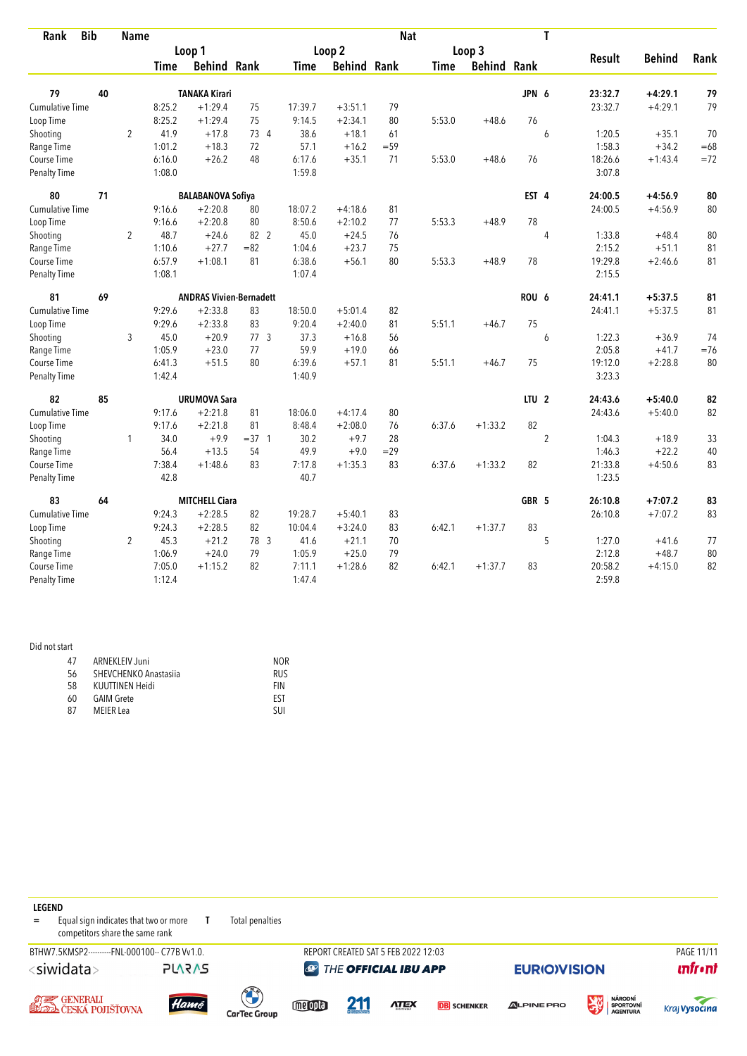| Rank | Bib | Name | Loop 1 Time | Loop 1 Behind | Loop 1 Rank | Loop 2 Time | Loop 2 Behind | Loop 2 Rank | Loop 3 Time | Loop 3 Behind | Loop 3 Rank | Nat | T | Result | Behind | Rank |
|---|---|---|---|---|---|---|---|---|---|---|---|---|---|---|---|---|
| 79 | 40 | TANAKA Kirari | | | | | | | | | | JPN | 6 | 23:32.7 | +4:29.1 | 79 |
| Cumulative Time | | | 8:25.2 | +1:29.4 | 75 | 17:39.7 | +3:51.1 | 79 | | | | | | 23:32.7 | +4:29.1 | 79 |
| Loop Time | | | 8:25.2 | +1:29.4 | 75 | 9:14.5 | +2:34.1 | 80 | 5:53.0 | +48.6 | 76 | | | | | |
| Shooting | | 2 | 41.9 | +17.8 | 73 4 | 38.6 | +18.1 | 61 | | | | | 6 | 1:20.5 | +35.1 | 70 |
| Range Time | | | 1:01.2 | +18.3 | 72 | 57.1 | +16.2 | =59 | | | | | | 1:58.3 | +34.2 | =68 |
| Course Time | | | 6:16.0 | +26.2 | 48 | 6:17.6 | +35.1 | 71 | 5:53.0 | +48.6 | 76 | | | 18:26.6 | +1:43.4 | =72 |
| Penalty Time | | | 1:08.0 | | | 1:59.8 | | | | | | | | 3:07.8 | | |
| 80 | 71 | BALABANOVA Sofiya | | | | | | | | | | EST | 4 | 24:00.5 | +4:56.9 | 80 |
| Cumulative Time | | | 9:16.6 | +2:20.8 | 80 | 18:07.2 | +4:18.6 | 81 | | | | | | 24:00.5 | +4:56.9 | 80 |
| Loop Time | | | 9:16.6 | +2:20.8 | 80 | 8:50.6 | +2:10.2 | 77 | 5:53.3 | +48.9 | 78 | | | | | |
| Shooting | | 2 | 48.7 | +24.6 | 82 2 | 45.0 | +24.5 | 76 | | | | | 4 | 1:33.8 | +48.4 | 80 |
| Range Time | | | 1:10.6 | +27.7 | =82 | 1:04.6 | +23.7 | 75 | | | | | | 2:15.2 | +51.1 | 81 |
| Course Time | | | 6:57.9 | +1:08.1 | 81 | 6:38.6 | +56.1 | 80 | 5:53.3 | +48.9 | 78 | | | 19:29.8 | +2:46.6 | 81 |
| Penalty Time | | | 1:08.1 | | | 1:07.4 | | | | | | | | 2:15.5 | | |
| 81 | 69 | ANDRAS Vivien-Bernadett | | | | | | | | | | ROU | 6 | 24:41.1 | +5:37.5 | 81 |
| Cumulative Time | | | 9:29.6 | +2:33.8 | 83 | 18:50.0 | +5:01.4 | 82 | | | | | | 24:41.1 | +5:37.5 | 81 |
| Loop Time | | | 9:29.6 | +2:33.8 | 83 | 9:20.4 | +2:40.0 | 81 | 5:51.1 | +46.7 | 75 | | | | | |
| Shooting | | 3 | 45.0 | +20.9 | 77 3 | 37.3 | +16.8 | 56 | | | | | 6 | 1:22.3 | +36.9 | 74 |
| Range Time | | | 1:05.9 | +23.0 | 77 | 59.9 | +19.0 | 66 | | | | | | 2:05.8 | +41.7 | =76 |
| Course Time | | | 6:41.3 | +51.5 | 80 | 6:39.6 | +57.1 | 81 | 5:51.1 | +46.7 | 75 | | | 19:12.0 | +2:28.8 | 80 |
| Penalty Time | | | 1:42.4 | | | 1:40.9 | | | | | | | | 3:23.3 | | |
| 82 | 85 | URUMOVA Sara | | | | | | | | | | LTU | 2 | 24:43.6 | +5:40.0 | 82 |
| Cumulative Time | | | 9:17.6 | +2:21.8 | 81 | 18:06.0 | +4:17.4 | 80 | | | | | | 24:43.6 | +5:40.0 | 82 |
| Loop Time | | | 9:17.6 | +2:21.8 | 81 | 8:48.4 | +2:08.0 | 76 | 6:37.6 | +1:33.2 | 82 | | | | | |
| Shooting | | 1 | 34.0 | +9.9 | =37 1 | 30.2 | +9.7 | 28 | | | | | 2 | 1:04.3 | +18.9 | 33 |
| Range Time | | | 56.4 | +13.5 | 54 | 49.9 | +9.0 | =29 | | | | | | 1:46.3 | +22.2 | 40 |
| Course Time | | | 7:38.4 | +1:48.6 | 83 | 7:17.8 | +1:35.3 | 83 | 6:37.6 | +1:33.2 | 82 | | | 21:33.8 | +4:50.6 | 83 |
| Penalty Time | | | 42.8 | | | 40.7 | | | | | | | | 1:23.5 | | |
| 83 | 64 | MITCHELL Ciara | | | | | | | | | | GBR | 5 | 26:10.8 | +7:07.2 | 83 |
| Cumulative Time | | | 9:24.3 | +2:28.5 | 82 | 19:28.7 | +5:40.1 | 83 | | | | | | 26:10.8 | +7:07.2 | 83 |
| Loop Time | | | 9:24.3 | +2:28.5 | 82 | 10:04.4 | +3:24.0 | 83 | 6:42.1 | +1:37.7 | 83 | | | | | |
| Shooting | | 2 | 45.3 | +21.2 | 78 3 | 41.6 | +21.1 | 70 | | | | | 5 | 1:27.0 | +41.6 | 77 |
| Range Time | | | 1:06.9 | +24.0 | 79 | 1:05.9 | +25.0 | 79 | | | | | | 2:12.8 | +48.7 | 80 |
| Course Time | | | 7:05.0 | +1:15.2 | 82 | 7:11.1 | +1:28.6 | 82 | 6:42.1 | +1:37.7 | 83 | | | 20:58.2 | +4:15.0 | 82 |
| Penalty Time | | | 1:12.4 | | | 1:47.4 | | | | | | | | 2:59.8 | | |

Did not start

| | | |
|---|---|---|
| 47 | ARNEKLEIV Juni | NOR |
| 56 | SHEVCHENKO Anastasiia | RUS |
| 58 | KUUTTINEN Heidi | FIN |
| 60 | GAIM Grete | EST |
| 87 | MEIER Lea | SUI |

LEGEND

= Equal sign indicates that two or more competitors share the same rank

T Total penalties

BTHW7.5KMSP2----------FNL-000100-- C77B Vv1.0. REPORT CREATED SAT 5 FEB 2022 12:03